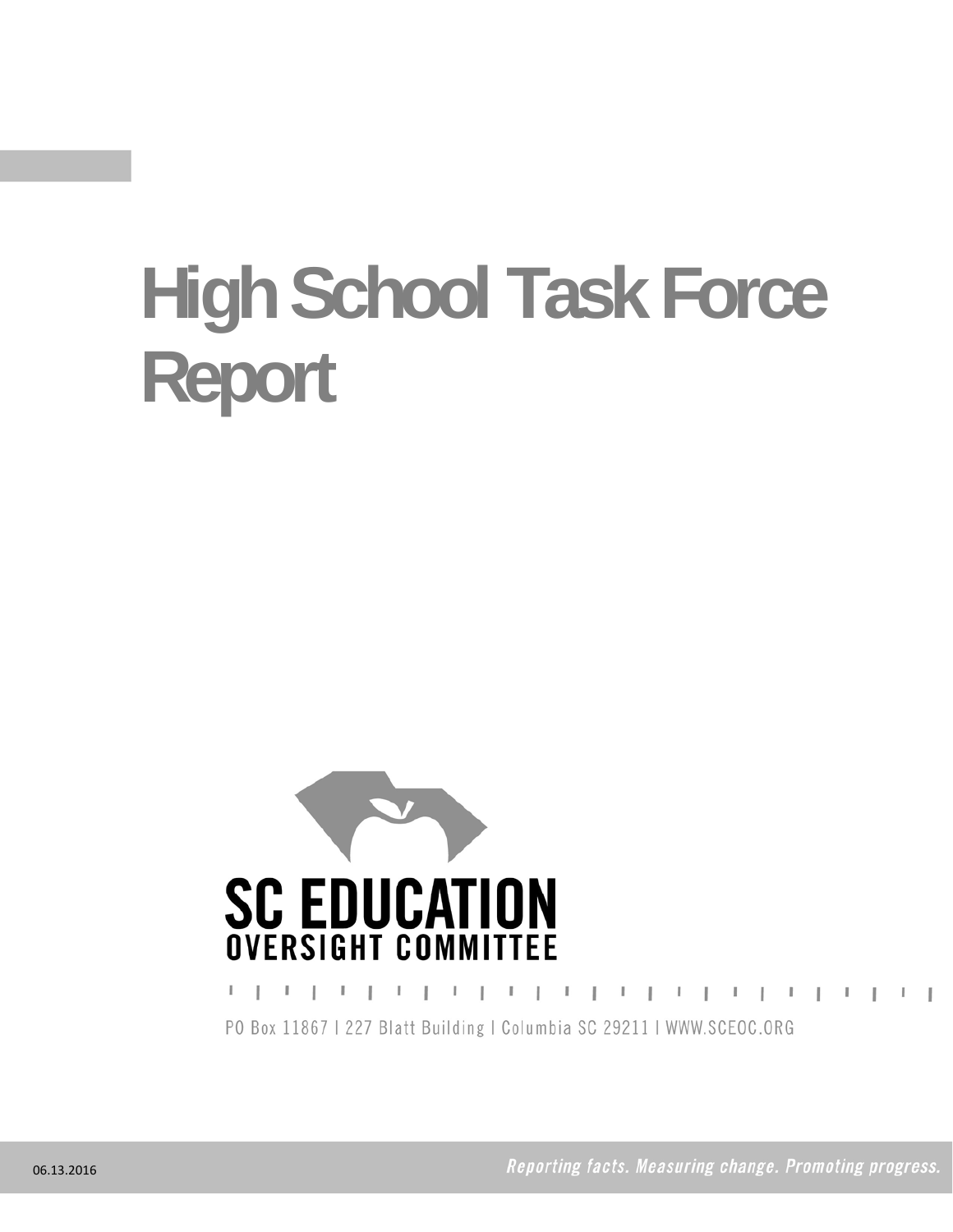# High School Task Force Report

SC EDUCATION
OVERSIGHT COMMITTEE

PO Box 11867 | 227 Blatt Building | Columbia SC 29211 | WWW.SCEOC.ORG

06.13.2016

*Reporting facts. Measuring change. Promoting progress.*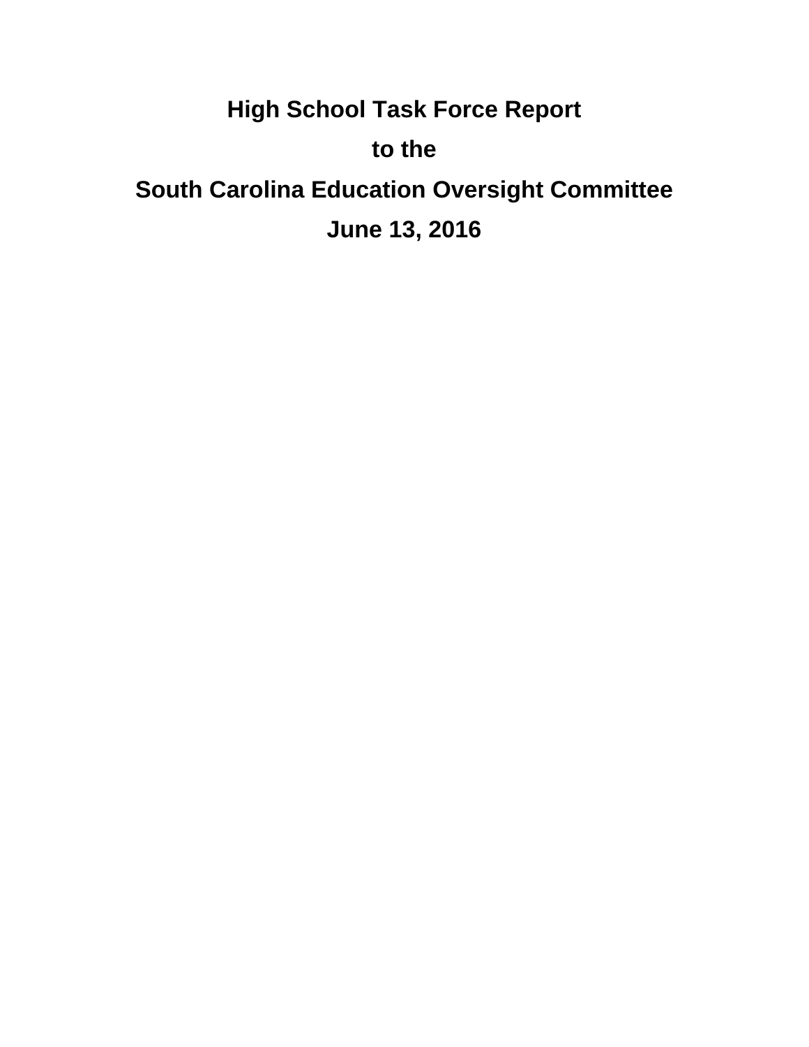# High School Task Force Report

# to the

# South Carolina Education Oversight Committee

# June 13, 2016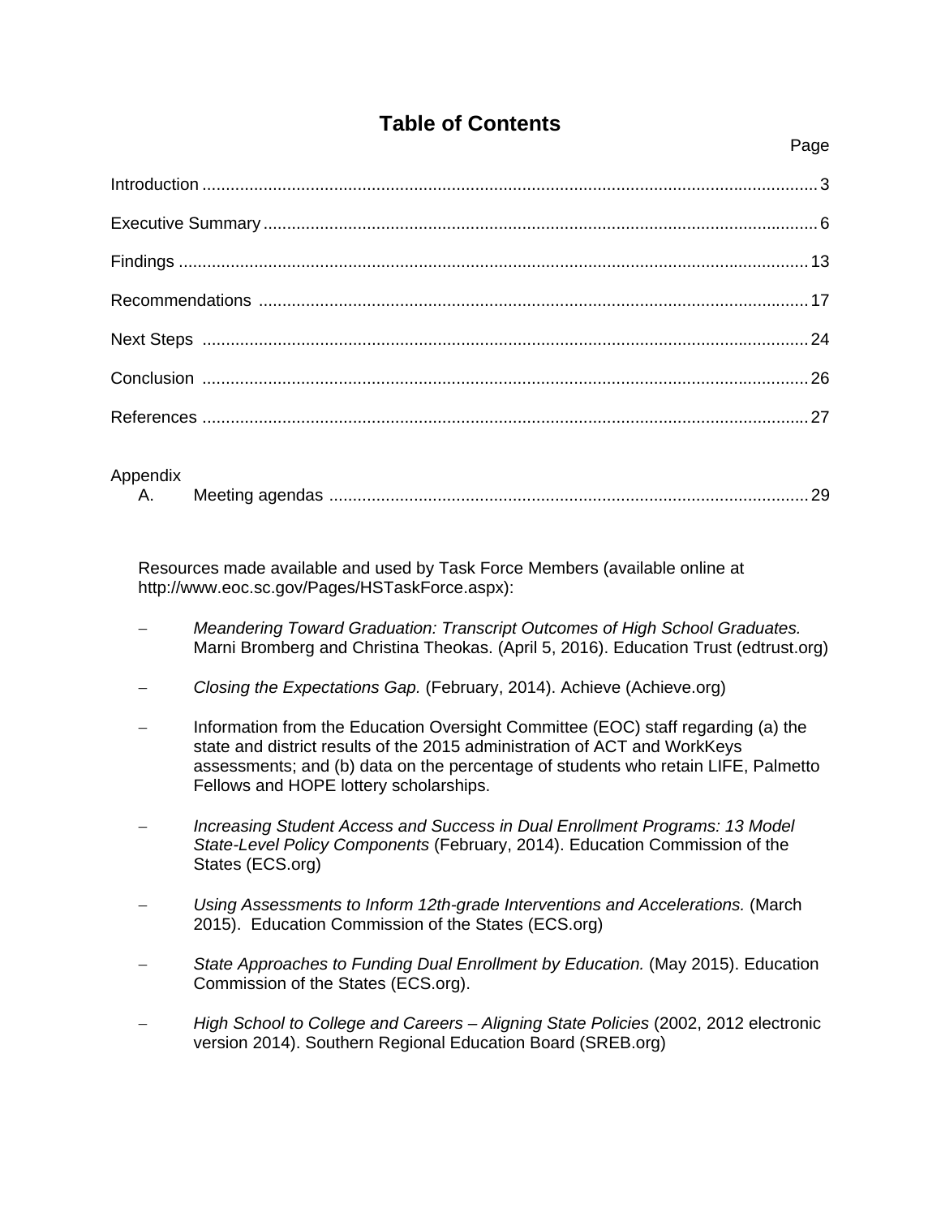# Table of Contents

| | Page |
|---|---|
| Introduction | 3 |
| Executive Summary | 6 |
| Findings | 13 |
| Recommendations | 17 |
| Next Steps | 24 |
| Conclusion | 26 |
| References | 27 |
| Appendix | |
| A. Meeting agendas | 29 |

Resources made available and used by Task Force Members (available online at http://www.eoc.sc.gov/Pages/HSTaskForce.aspx):

- *Meandering Toward Graduation: Transcript Outcomes of High School Graduates.* Marni Bromberg and Christina Theokas. (April 5, 2016). Education Trust (edtrust.org)
- *Closing the Expectations Gap.* (February, 2014). Achieve (Achieve.org)
- Information from the Education Oversight Committee (EOC) staff regarding (a) the state and district results of the 2015 administration of ACT and WorkKeys assessments; and (b) data on the percentage of students who retain LIFE, Palmetto Fellows and HOPE lottery scholarships.
- *Increasing Student Access and Success in Dual Enrollment Programs: 13 Model State-Level Policy Components* (February, 2014). Education Commission of the States (ECS.org)
- *Using Assessments to Inform 12th-grade Interventions and Accelerations.* (March 2015). Education Commission of the States (ECS.org)
- *State Approaches to Funding Dual Enrollment by Education.* (May 2015). Education Commission of the States (ECS.org).
- *High School to College and Careers – Aligning State Policies* (2002, 2012 electronic version 2014). Southern Regional Education Board (SREB.org)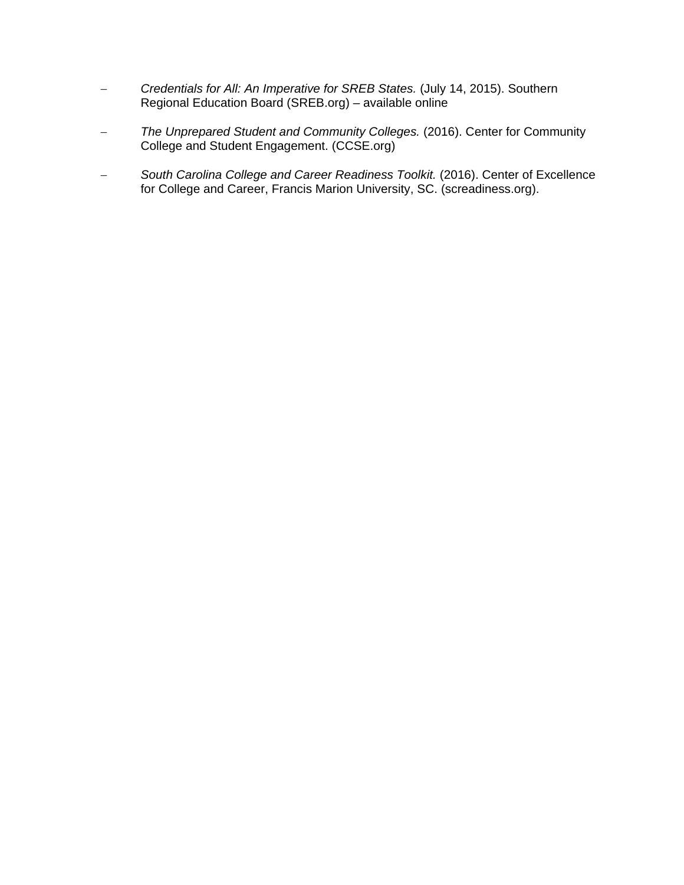- *Credentials for All: An Imperative for SREB States.* (July 14, 2015). Southern Regional Education Board (SREB.org) – available online

- *The Unprepared Student and Community Colleges.* (2016). Center for Community College and Student Engagement. (CCSE.org)

- *South Carolina College and Career Readiness Toolkit.* (2016). Center of Excellence for College and Career, Francis Marion University, SC. (screadiness.org).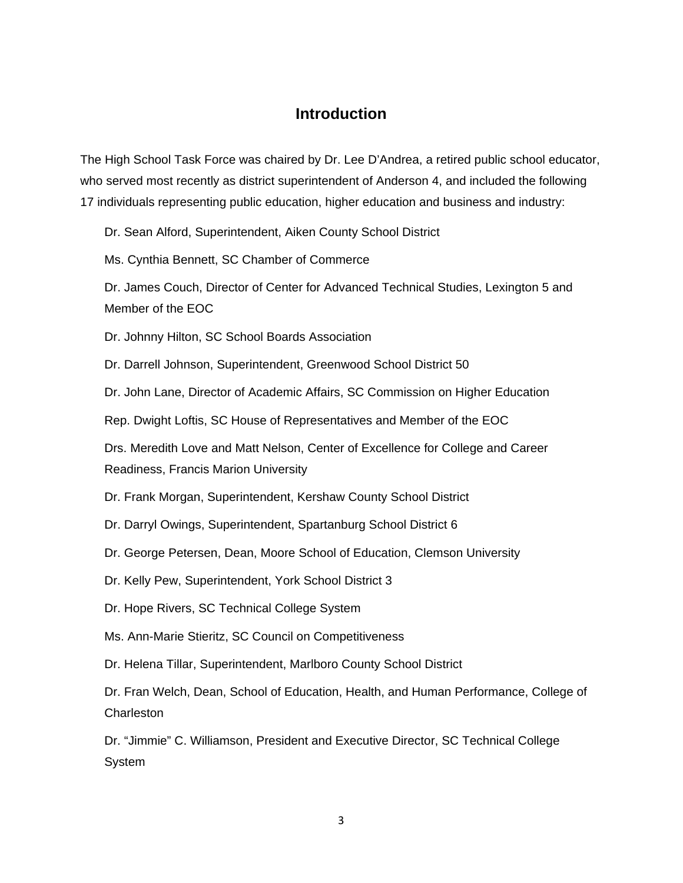## Introduction

The High School Task Force was chaired by Dr. Lee D'Andrea, a retired public school educator, who served most recently as district superintendent of Anderson 4, and included the following 17 individuals representing public education, higher education and business and industry:

Dr. Sean Alford, Superintendent, Aiken County School District

Ms. Cynthia Bennett, SC Chamber of Commerce

Dr. James Couch, Director of Center for Advanced Technical Studies, Lexington 5 and Member of the EOC

Dr. Johnny Hilton, SC School Boards Association

Dr. Darrell Johnson, Superintendent, Greenwood School District 50

Dr. John Lane, Director of Academic Affairs, SC Commission on Higher Education

Rep. Dwight Loftis, SC House of Representatives and Member of the EOC

Drs. Meredith Love and Matt Nelson, Center of Excellence for College and Career Readiness, Francis Marion University

Dr. Frank Morgan, Superintendent, Kershaw County School District

Dr. Darryl Owings, Superintendent, Spartanburg School District 6

Dr. George Petersen, Dean, Moore School of Education, Clemson University

Dr. Kelly Pew, Superintendent, York School District 3

Dr. Hope Rivers, SC Technical College System

Ms. Ann-Marie Stieritz, SC Council on Competitiveness

Dr. Helena Tillar, Superintendent, Marlboro County School District

Dr. Fran Welch, Dean, School of Education, Health, and Human Performance, College of Charleston

Dr. "Jimmie" C. Williamson, President and Executive Director, SC Technical College System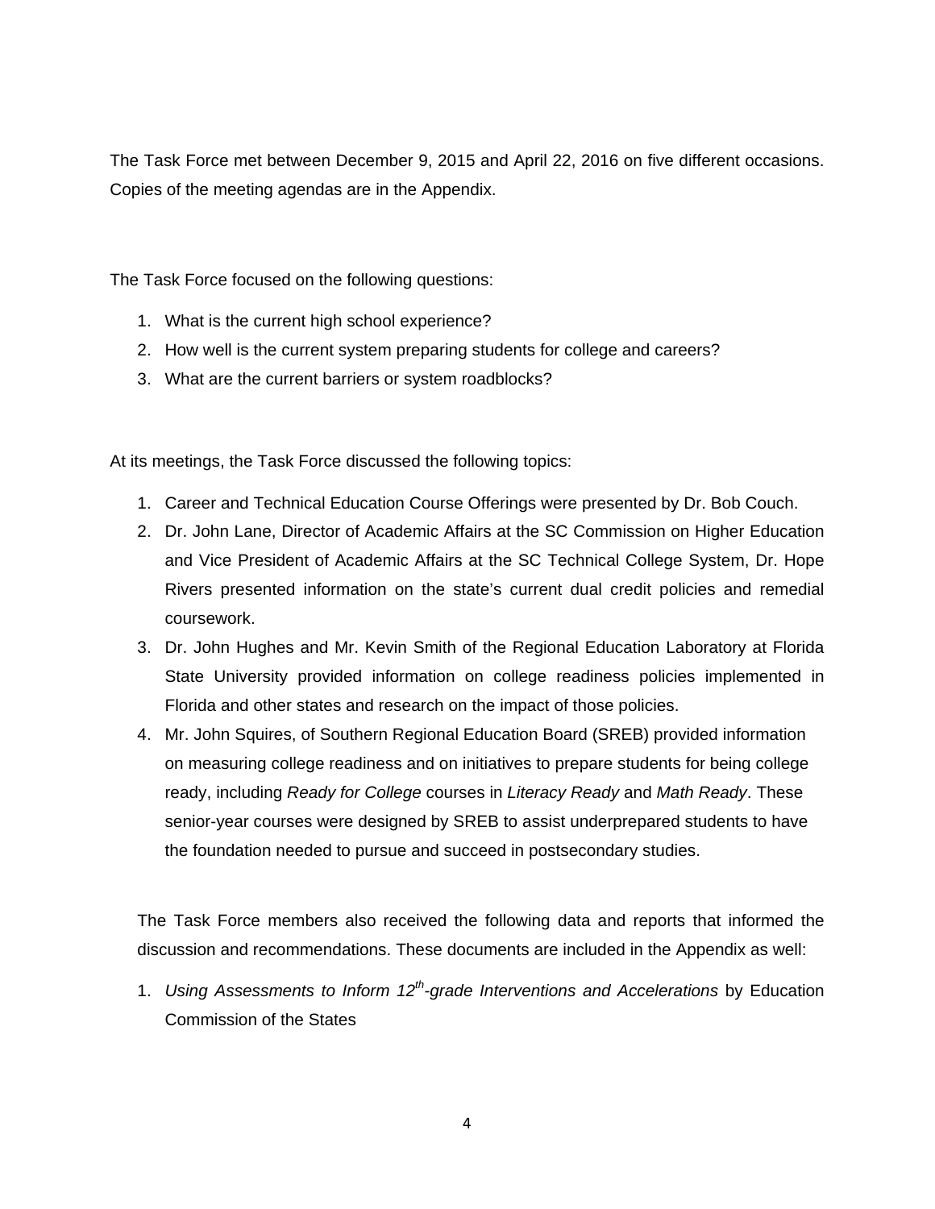The Task Force met between December 9, 2015 and April 22, 2016 on five different occasions. Copies of the meeting agendas are in the Appendix.

The Task Force focused on the following questions:

1. What is the current high school experience?
2. How well is the current system preparing students for college and careers?
3. What are the current barriers or system roadblocks?

At its meetings, the Task Force discussed the following topics:

1. Career and Technical Education Course Offerings were presented by Dr. Bob Couch.
2. Dr. John Lane, Director of Academic Affairs at the SC Commission on Higher Education and Vice President of Academic Affairs at the SC Technical College System, Dr. Hope Rivers presented information on the state's current dual credit policies and remedial coursework.
3. Dr. John Hughes and Mr. Kevin Smith of the Regional Education Laboratory at Florida State University provided information on college readiness policies implemented in Florida and other states and research on the impact of those policies.
4. Mr. John Squires, of Southern Regional Education Board (SREB) provided information on measuring college readiness and on initiatives to prepare students for being college ready, including *Ready for College* courses in *Literacy Ready* and *Math Ready*. These senior-year courses were designed by SREB to assist underprepared students to have the foundation needed to pursue and succeed in postsecondary studies.

The Task Force members also received the following data and reports that informed the discussion and recommendations. These documents are included in the Appendix as well:

1. *Using Assessments to Inform 12th-grade Interventions and Accelerations* by Education Commission of the States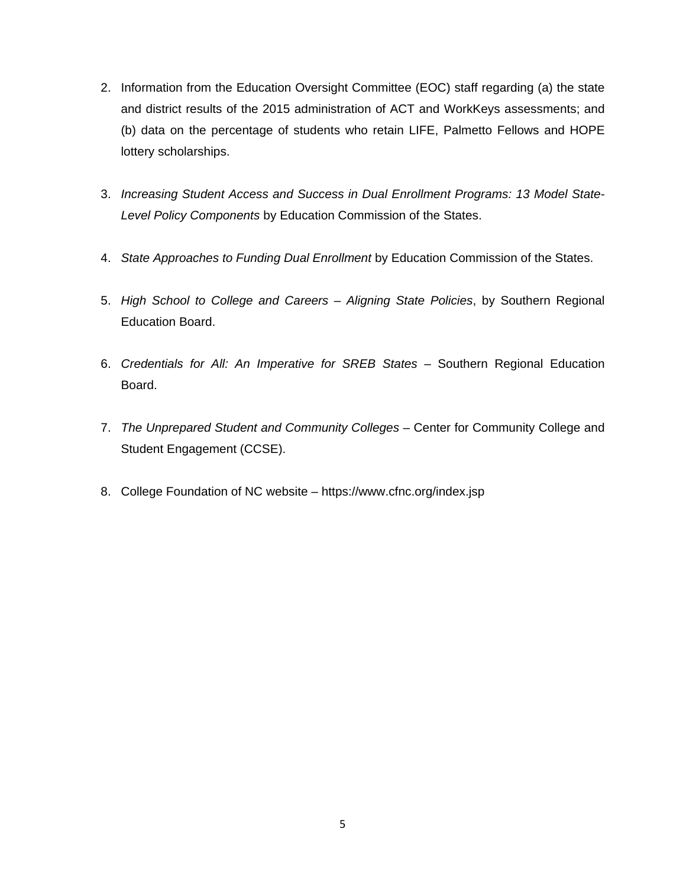2. Information from the Education Oversight Committee (EOC) staff regarding (a) the state and district results of the 2015 administration of ACT and WorkKeys assessments; and (b) data on the percentage of students who retain LIFE, Palmetto Fellows and HOPE lottery scholarships.

3. *Increasing Student Access and Success in Dual Enrollment Programs: 13 Model State-Level Policy Components* by Education Commission of the States.

4. *State Approaches to Funding Dual Enrollment* by Education Commission of the States.

5. *High School to College and Careers – Aligning State Policies*, by Southern Regional Education Board.

6. *Credentials for All: An Imperative for SREB States* – Southern Regional Education Board.

7. *The Unprepared Student and Community Colleges* – Center for Community College and Student Engagement (CCSE).

8. College Foundation of NC website – https://www.cfnc.org/index.jsp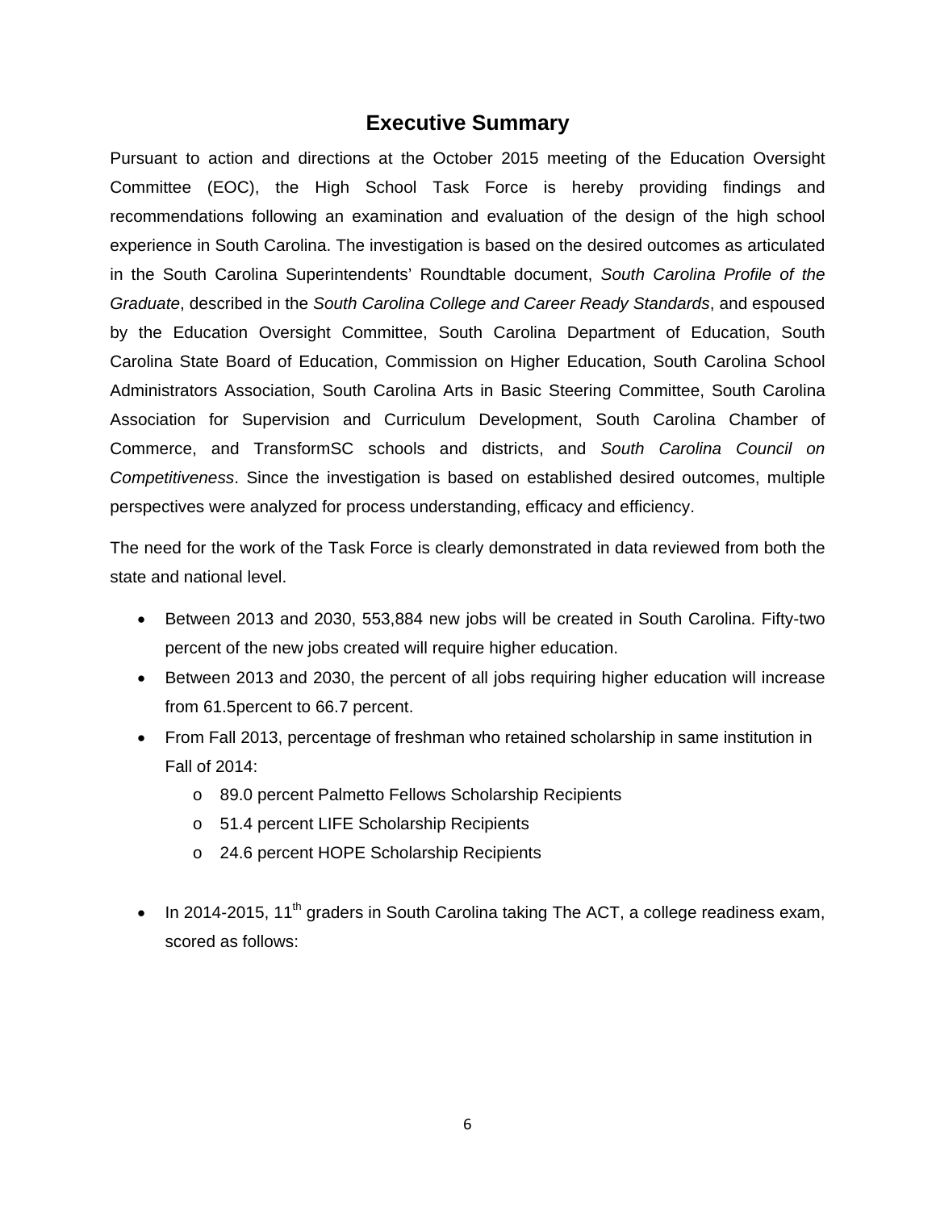## Executive Summary

Pursuant to action and directions at the October 2015 meeting of the Education Oversight Committee (EOC), the High School Task Force is hereby providing findings and recommendations following an examination and evaluation of the design of the high school experience in South Carolina. The investigation is based on the desired outcomes as articulated in the South Carolina Superintendents' Roundtable document, *South Carolina Profile of the Graduate*, described in the *South Carolina College and Career Ready Standards*, and espoused by the Education Oversight Committee, South Carolina Department of Education, South Carolina State Board of Education, Commission on Higher Education, South Carolina School Administrators Association, South Carolina Arts in Basic Steering Committee, South Carolina Association for Supervision and Curriculum Development, South Carolina Chamber of Commerce, and TransformSC schools and districts, and *South Carolina Council on Competitiveness*. Since the investigation is based on established desired outcomes, multiple perspectives were analyzed for process understanding, efficacy and efficiency.

The need for the work of the Task Force is clearly demonstrated in data reviewed from both the state and national level.

- Between 2013 and 2030, 553,884 new jobs will be created in South Carolina. Fifty-two percent of the new jobs created will require higher education.
- Between 2013 and 2030, the percent of all jobs requiring higher education will increase from 61.5percent to 66.7 percent.
- From Fall 2013, percentage of freshman who retained scholarship in same institution in Fall of 2014:
  - 89.0 percent Palmetto Fellows Scholarship Recipients
  - 51.4 percent LIFE Scholarship Recipients
  - 24.6 percent HOPE Scholarship Recipients

- In 2014-2015, 11th graders in South Carolina taking The ACT, a college readiness exam, scored as follows: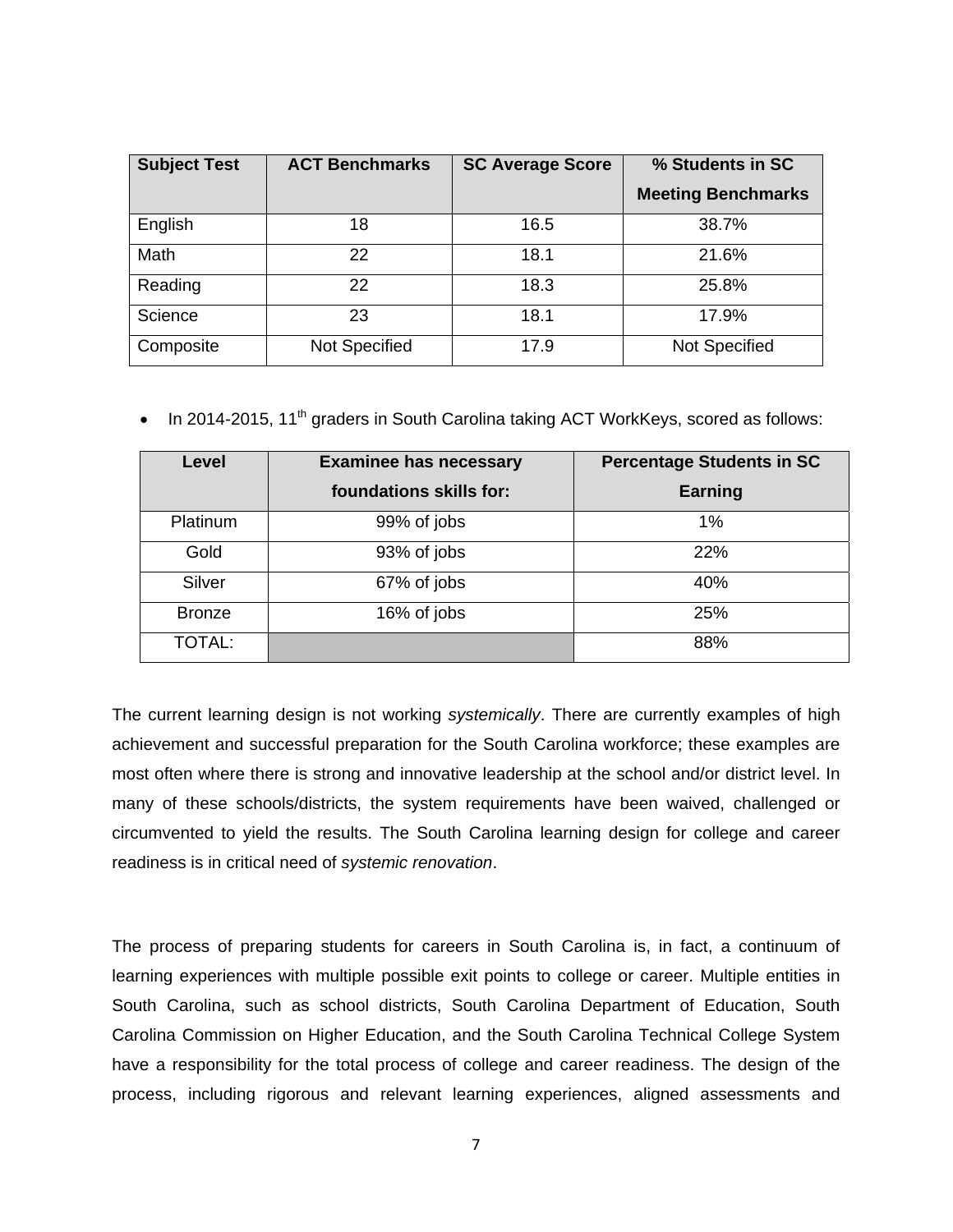| Subject Test | ACT Benchmarks | SC Average Score | % Students in SC Meeting Benchmarks |
|---|---|---|---|
| English | 18 | 16.5 | 38.7% |
| Math | 22 | 18.1 | 21.6% |
| Reading | 22 | 18.3 | 25.8% |
| Science | 23 | 18.1 | 17.9% |
| Composite | Not Specified | 17.9 | Not Specified |

- In 2014-2015, 11th graders in South Carolina taking ACT WorkKeys, scored as follows:

| Level | Examinee has necessary foundations skills for: | Percentage Students in SC Earning |
|---|---|---|
| Platinum | 99% of jobs | 1% |
| Gold | 93% of jobs | 22% |
| Silver | 67% of jobs | 40% |
| Bronze | 16% of jobs | 25% |
| TOTAL: | | 88% |

The current learning design is not working *systemically*. There are currently examples of high achievement and successful preparation for the South Carolina workforce; these examples are most often where there is strong and innovative leadership at the school and/or district level. In many of these schools/districts, the system requirements have been waived, challenged or circumvented to yield the results. The South Carolina learning design for college and career readiness is in critical need of *systemic renovation*.

The process of preparing students for careers in South Carolina is, in fact, a continuum of learning experiences with multiple possible exit points to college or career. Multiple entities in South Carolina, such as school districts, South Carolina Department of Education, South Carolina Commission on Higher Education, and the South Carolina Technical College System have a responsibility for the total process of college and career readiness. The design of the process, including rigorous and relevant learning experiences, aligned assessments and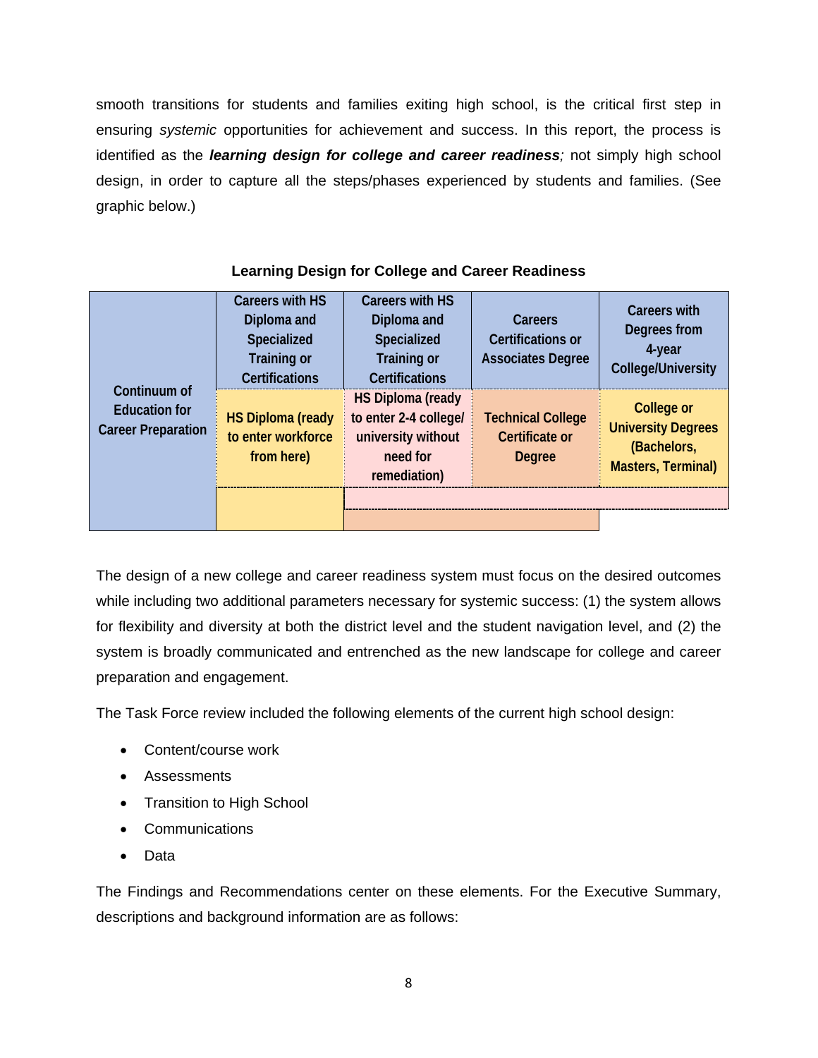smooth transitions for students and families exiting high school, is the critical first step in ensuring *systemic* opportunities for achievement and success. In this report, the process is identified as the ***learning design for college and career readiness****;* not simply high school design, in order to capture all the steps/phases experienced by students and families. (See graphic below.)

**Learning Design for College and Career Readiness**

| Continuum of Education for Career Preparation | Careers with HS Diploma and Specialized Training or Certifications | Careers with HS Diploma and Specialized Training or Certifications | Careers Certifications or Associates Degree | Careers with Degrees from 4-year College/University |
|---|---|---|---|---|
| | HS Diploma (ready to enter workforce from here) | HS Diploma (ready to enter 2-4 college/ university without need for remediation) | Technical College Certificate or Degree | College or University Degrees (Bachelors, Masters, Terminal) |

The design of a new college and career readiness system must focus on the desired outcomes while including two additional parameters necessary for systemic success: (1) the system allows for flexibility and diversity at both the district level and the student navigation level, and (2) the system is broadly communicated and entrenched as the new landscape for college and career preparation and engagement.

The Task Force review included the following elements of the current high school design:

- Content/course work
- Assessments
- Transition to High School
- Communications
- Data

The Findings and Recommendations center on these elements. For the Executive Summary, descriptions and background information are as follows: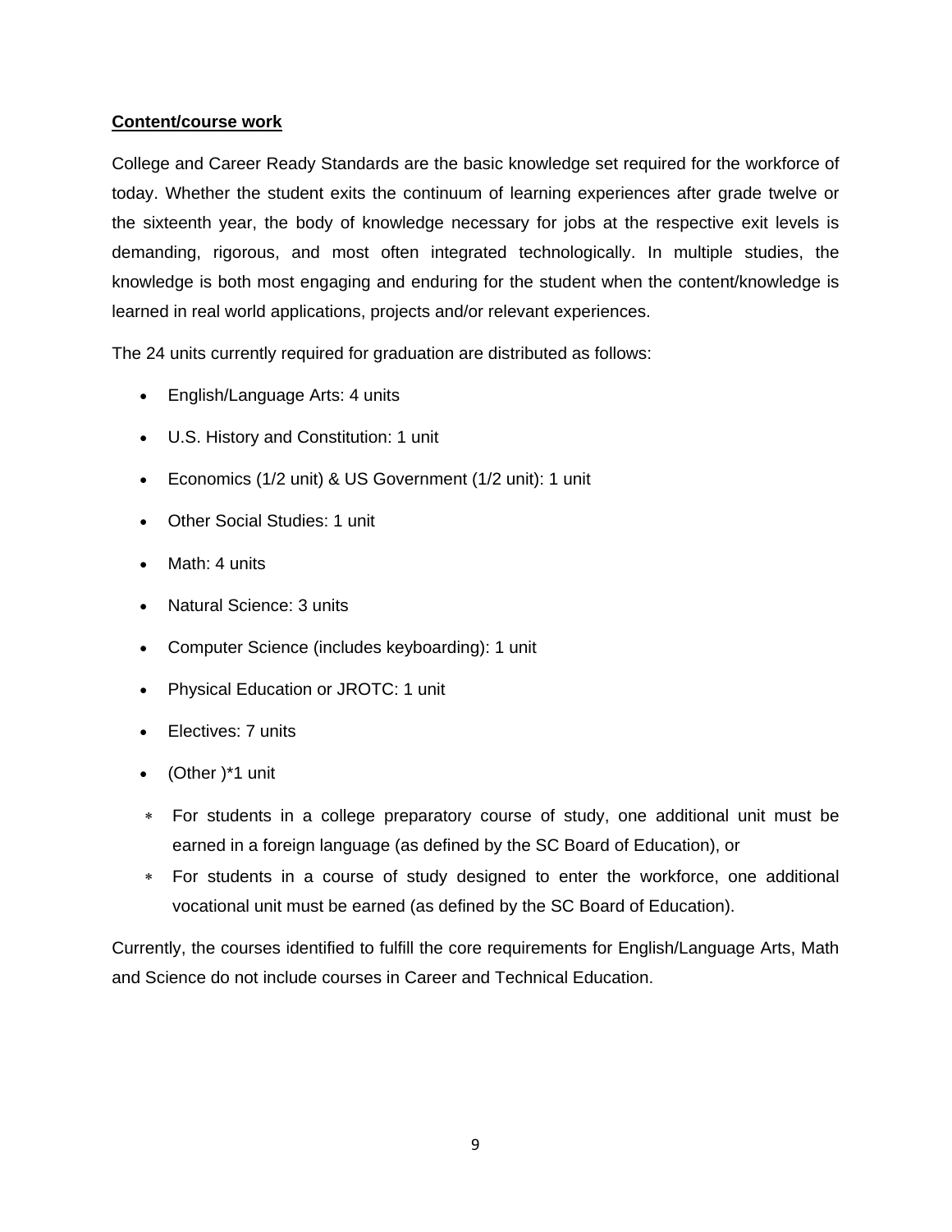**Content/course work**

College and Career Ready Standards are the basic knowledge set required for the workforce of today. Whether the student exits the continuum of learning experiences after grade twelve or the sixteenth year, the body of knowledge necessary for jobs at the respective exit levels is demanding, rigorous, and most often integrated technologically. In multiple studies, the knowledge is both most engaging and enduring for the student when the content/knowledge is learned in real world applications, projects and/or relevant experiences.

The 24 units currently required for graduation are distributed as follows:

- English/Language Arts: 4 units
- U.S. History and Constitution: 1 unit
- Economics (1/2 unit) & US Government (1/2 unit): 1 unit
- Other Social Studies: 1 unit
- Math: 4 units
- Natural Science: 3 units
- Computer Science (includes keyboarding): 1 unit
- Physical Education or JROTC: 1 unit
- Electives: 7 units
- (Other )*1 unit

* For students in a college preparatory course of study, one additional unit must be earned in a foreign language (as defined by the SC Board of Education), or
* For students in a course of study designed to enter the workforce, one additional vocational unit must be earned (as defined by the SC Board of Education).

Currently, the courses identified to fulfill the core requirements for English/Language Arts, Math and Science do not include courses in Career and Technical Education.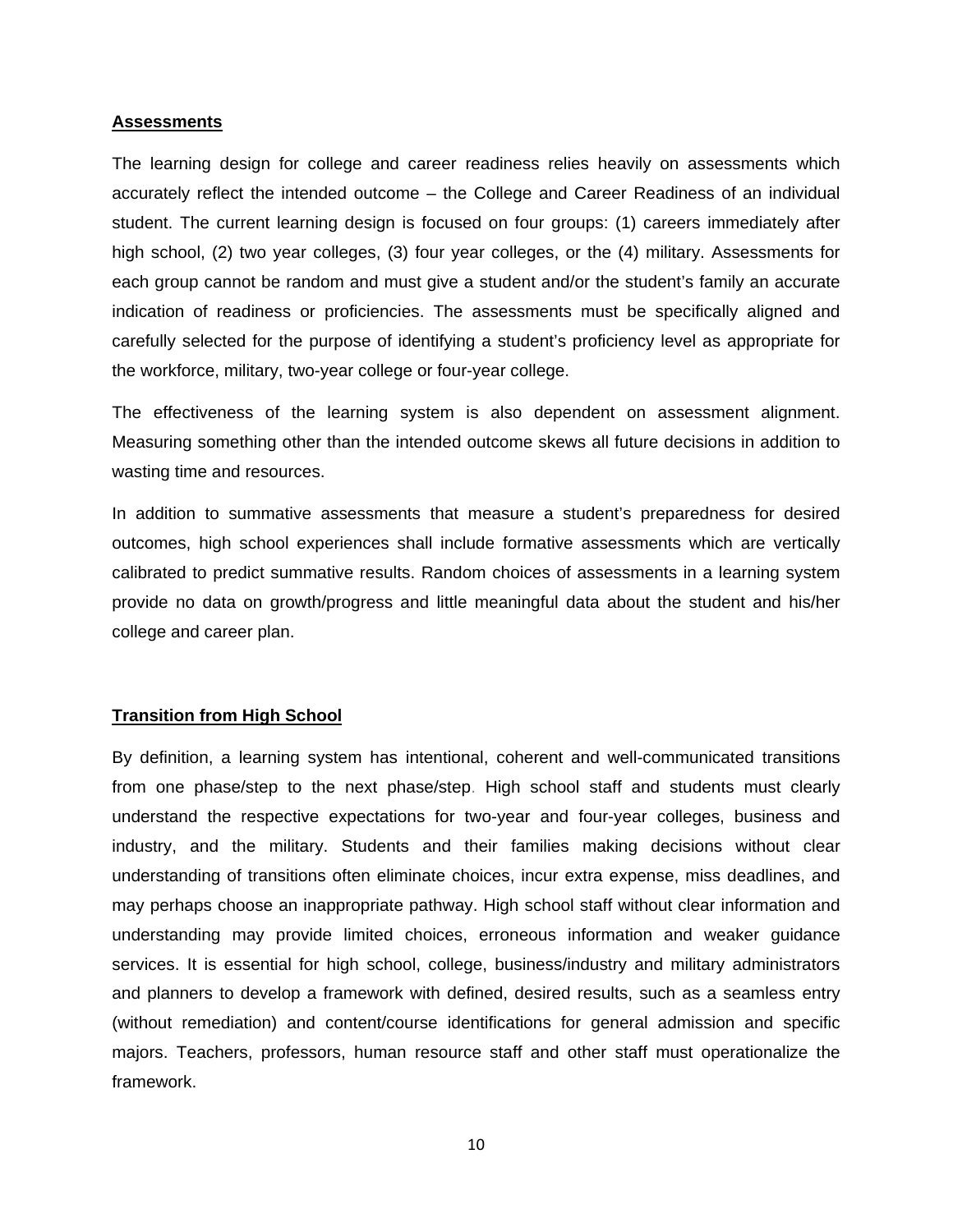## Assessments

The learning design for college and career readiness relies heavily on assessments which accurately reflect the intended outcome – the College and Career Readiness of an individual student. The current learning design is focused on four groups: (1) careers immediately after high school, (2) two year colleges, (3) four year colleges, or the (4) military. Assessments for each group cannot be random and must give a student and/or the student's family an accurate indication of readiness or proficiencies. The assessments must be specifically aligned and carefully selected for the purpose of identifying a student's proficiency level as appropriate for the workforce, military, two-year college or four-year college.

The effectiveness of the learning system is also dependent on assessment alignment. Measuring something other than the intended outcome skews all future decisions in addition to wasting time and resources.

In addition to summative assessments that measure a student's preparedness for desired outcomes, high school experiences shall include formative assessments which are vertically calibrated to predict summative results. Random choices of assessments in a learning system provide no data on growth/progress and little meaningful data about the student and his/her college and career plan.

## Transition from High School

By definition, a learning system has intentional, coherent and well-communicated transitions from one phase/step to the next phase/step. High school staff and students must clearly understand the respective expectations for two-year and four-year colleges, business and industry, and the military. Students and their families making decisions without clear understanding of transitions often eliminate choices, incur extra expense, miss deadlines, and may perhaps choose an inappropriate pathway. High school staff without clear information and understanding may provide limited choices, erroneous information and weaker guidance services. It is essential for high school, college, business/industry and military administrators and planners to develop a framework with defined, desired results, such as a seamless entry (without remediation) and content/course identifications for general admission and specific majors. Teachers, professors, human resource staff and other staff must operationalize the framework.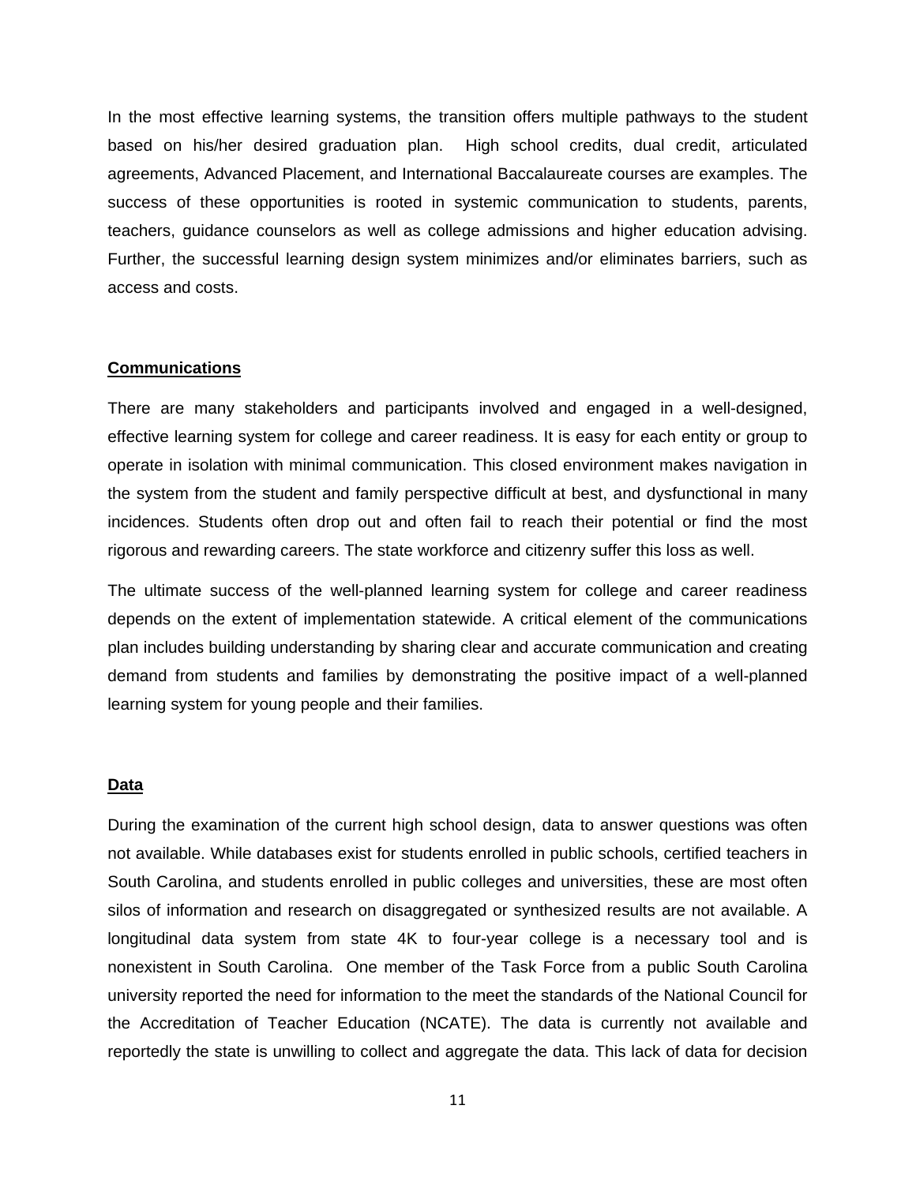In the most effective learning systems, the transition offers multiple pathways to the student based on his/her desired graduation plan.  High school credits, dual credit, articulated agreements, Advanced Placement, and International Baccalaureate courses are examples. The success of these opportunities is rooted in systemic communication to students, parents, teachers, guidance counselors as well as college admissions and higher education advising. Further, the successful learning design system minimizes and/or eliminates barriers, such as access and costs.

## Communications

There are many stakeholders and participants involved and engaged in a well-designed, effective learning system for college and career readiness. It is easy for each entity or group to operate in isolation with minimal communication. This closed environment makes navigation in the system from the student and family perspective difficult at best, and dysfunctional in many incidences. Students often drop out and often fail to reach their potential or find the most rigorous and rewarding careers. The state workforce and citizenry suffer this loss as well.

The ultimate success of the well-planned learning system for college and career readiness depends on the extent of implementation statewide. A critical element of the communications plan includes building understanding by sharing clear and accurate communication and creating demand from students and families by demonstrating the positive impact of a well-planned learning system for young people and their families.

## Data

During the examination of the current high school design, data to answer questions was often not available. While databases exist for students enrolled in public schools, certified teachers in South Carolina, and students enrolled in public colleges and universities, these are most often silos of information and research on disaggregated or synthesized results are not available. A longitudinal data system from state 4K to four-year college is a necessary tool and is nonexistent in South Carolina.  One member of the Task Force from a public South Carolina university reported the need for information to the meet the standards of the National Council for the Accreditation of Teacher Education (NCATE). The data is currently not available and reportedly the state is unwilling to collect and aggregate the data. This lack of data for decision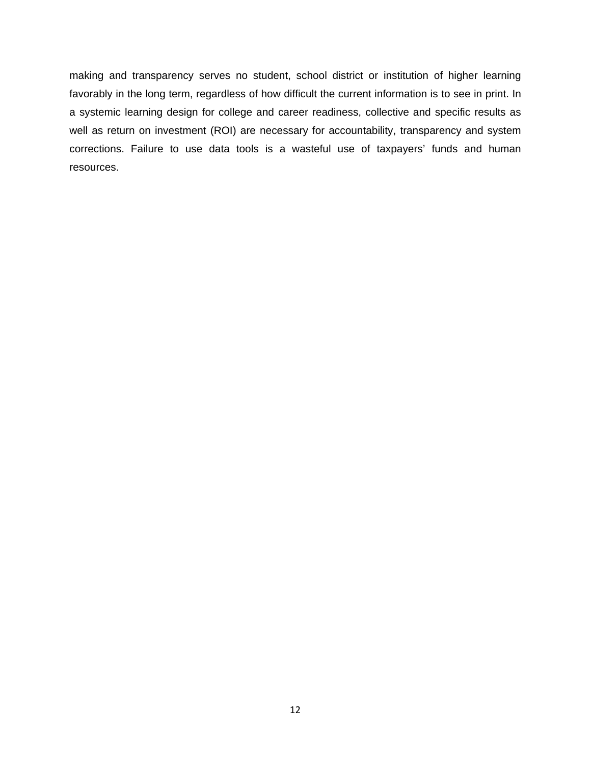making and transparency serves no student, school district or institution of higher learning favorably in the long term, regardless of how difficult the current information is to see in print. In a systemic learning design for college and career readiness, collective and specific results as well as return on investment (ROI) are necessary for accountability, transparency and system corrections. Failure to use data tools is a wasteful use of taxpayers' funds and human resources.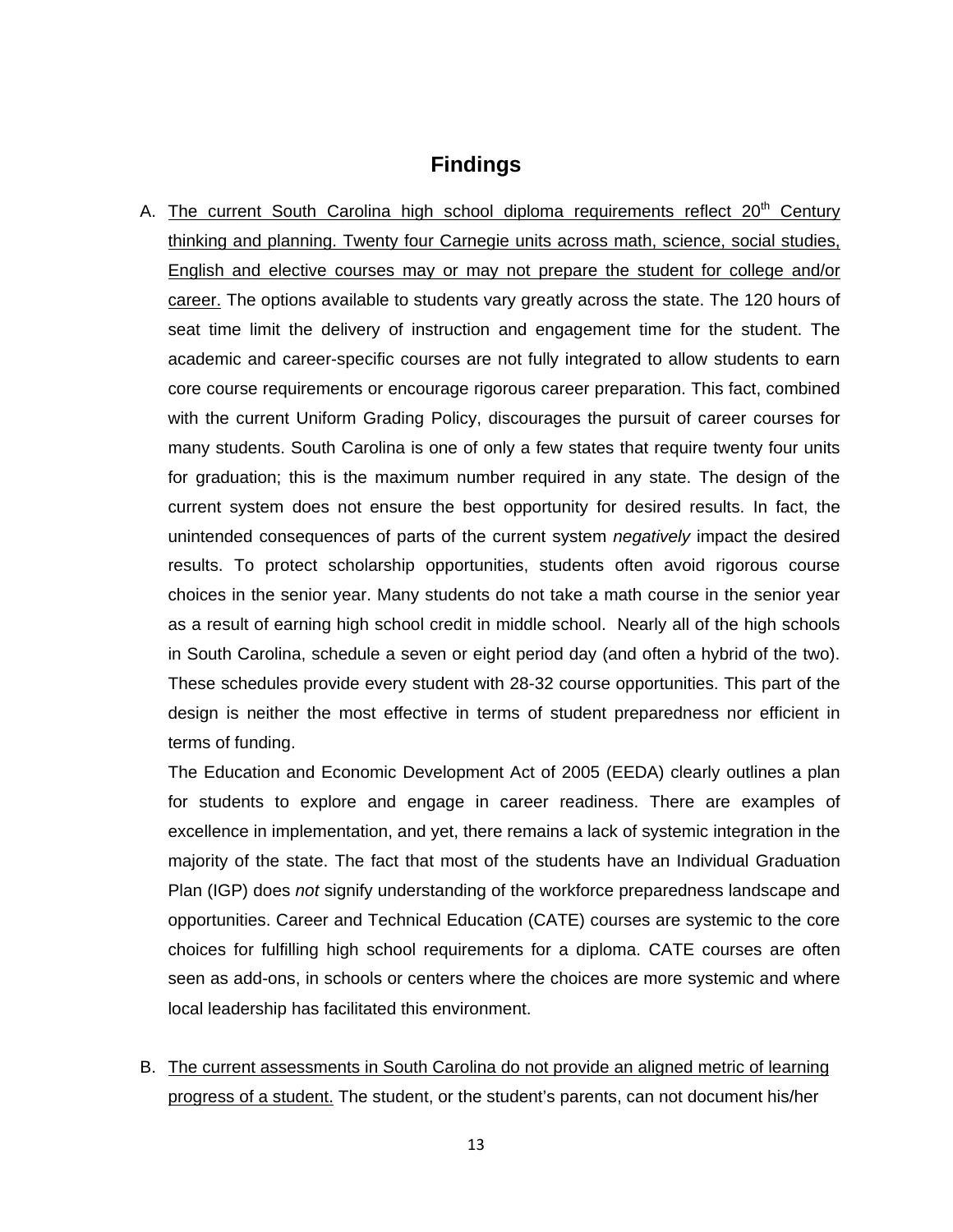# Findings

A. <u>The current South Carolina high school diploma requirements reflect 20th Century thinking and planning. Twenty four Carnegie units across math, science, social studies, English and elective courses may or may not prepare the student for college and/or career.</u> The options available to students vary greatly across the state. The 120 hours of seat time limit the delivery of instruction and engagement time for the student. The academic and career-specific courses are not fully integrated to allow students to earn core course requirements or encourage rigorous career preparation. This fact, combined with the current Uniform Grading Policy, discourages the pursuit of career courses for many students. South Carolina is one of only a few states that require twenty four units for graduation; this is the maximum number required in any state. The design of the current system does not ensure the best opportunity for desired results. In fact, the unintended consequences of parts of the current system *negatively* impact the desired results. To protect scholarship opportunities, students often avoid rigorous course choices in the senior year. Many students do not take a math course in the senior year as a result of earning high school credit in middle school. Nearly all of the high schools in South Carolina, schedule a seven or eight period day (and often a hybrid of the two). These schedules provide every student with 28-32 course opportunities. This part of the design is neither the most effective in terms of student preparedness nor efficient in terms of funding.

   The Education and Economic Development Act of 2005 (EEDA) clearly outlines a plan for students to explore and engage in career readiness. There are examples of excellence in implementation, and yet, there remains a lack of systemic integration in the majority of the state. The fact that most of the students have an Individual Graduation Plan (IGP) does *not* signify understanding of the workforce preparedness landscape and opportunities. Career and Technical Education (CATE) courses are systemic to the core choices for fulfilling high school requirements for a diploma. CATE courses are often seen as add-ons, in schools or centers where the choices are more systemic and where local leadership has facilitated this environment.

B. <u>The current assessments in South Carolina do not provide an aligned metric of learning progress of a student.</u> The student, or the student's parents, can not document his/her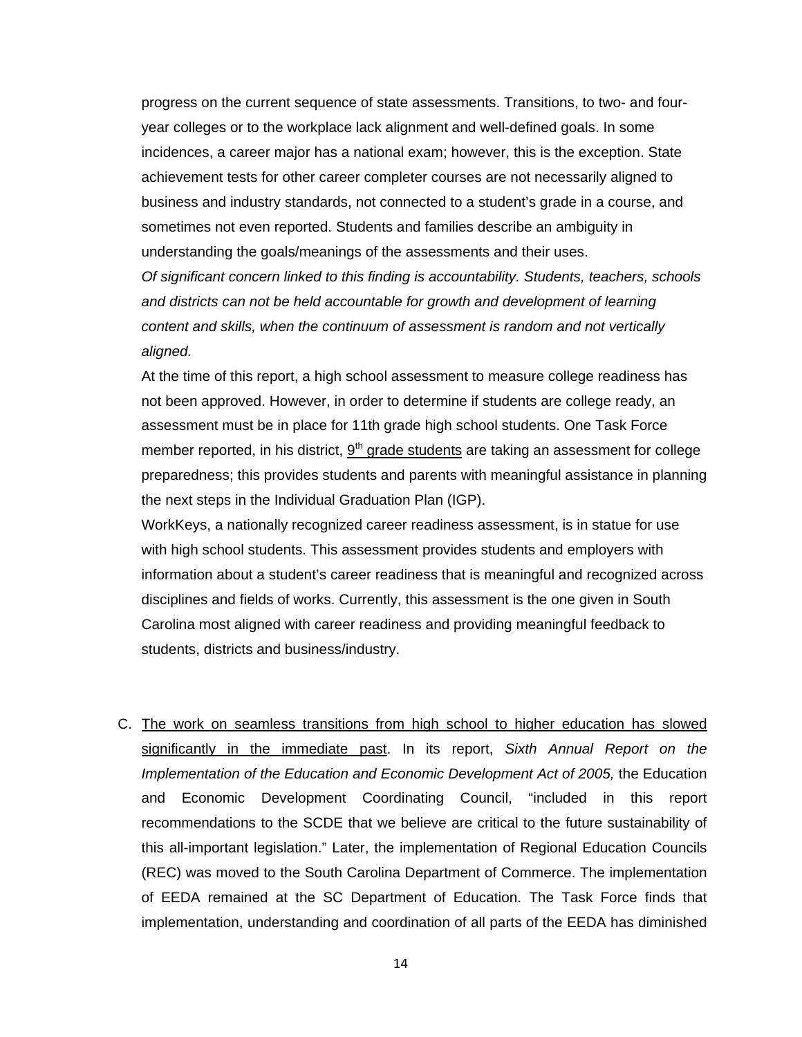progress on the current sequence of state assessments. Transitions, to two- and four-year colleges or to the workplace lack alignment and well-defined goals. In some incidences, a career major has a national exam; however, this is the exception. State achievement tests for other career completer courses are not necessarily aligned to business and industry standards, not connected to a student's grade in a course, and sometimes not even reported. Students and families describe an ambiguity in understanding the goals/meanings of the assessments and their uses.

*Of significant concern linked to this finding is accountability. Students, teachers, schools and districts can not be held accountable for growth and development of learning content and skills, when the continuum of assessment is random and not vertically aligned.*

At the time of this report, a high school assessment to measure college readiness has not been approved. However, in order to determine if students are college ready, an assessment must be in place for 11th grade high school students. One Task Force member reported, in his district, 9th grade students are taking an assessment for college preparedness; this provides students and parents with meaningful assistance in planning the next steps in the Individual Graduation Plan (IGP).

WorkKeys, a nationally recognized career readiness assessment, is in statue for use with high school students. This assessment provides students and employers with information about a student's career readiness that is meaningful and recognized across disciplines and fields of works. Currently, this assessment is the one given in South Carolina most aligned with career readiness and providing meaningful feedback to students, districts and business/industry.

C. The work on seamless transitions from high school to higher education has slowed significantly in the immediate past. In its report, *Sixth Annual Report on the Implementation of the Education and Economic Development Act of 2005,* the Education and Economic Development Coordinating Council, "included in this report recommendations to the SCDE that we believe are critical to the future sustainability of this all-important legislation." Later, the implementation of Regional Education Councils (REC) was moved to the South Carolina Department of Commerce. The implementation of EEDA remained at the SC Department of Education. The Task Force finds that implementation, understanding and coordination of all parts of the EEDA has diminished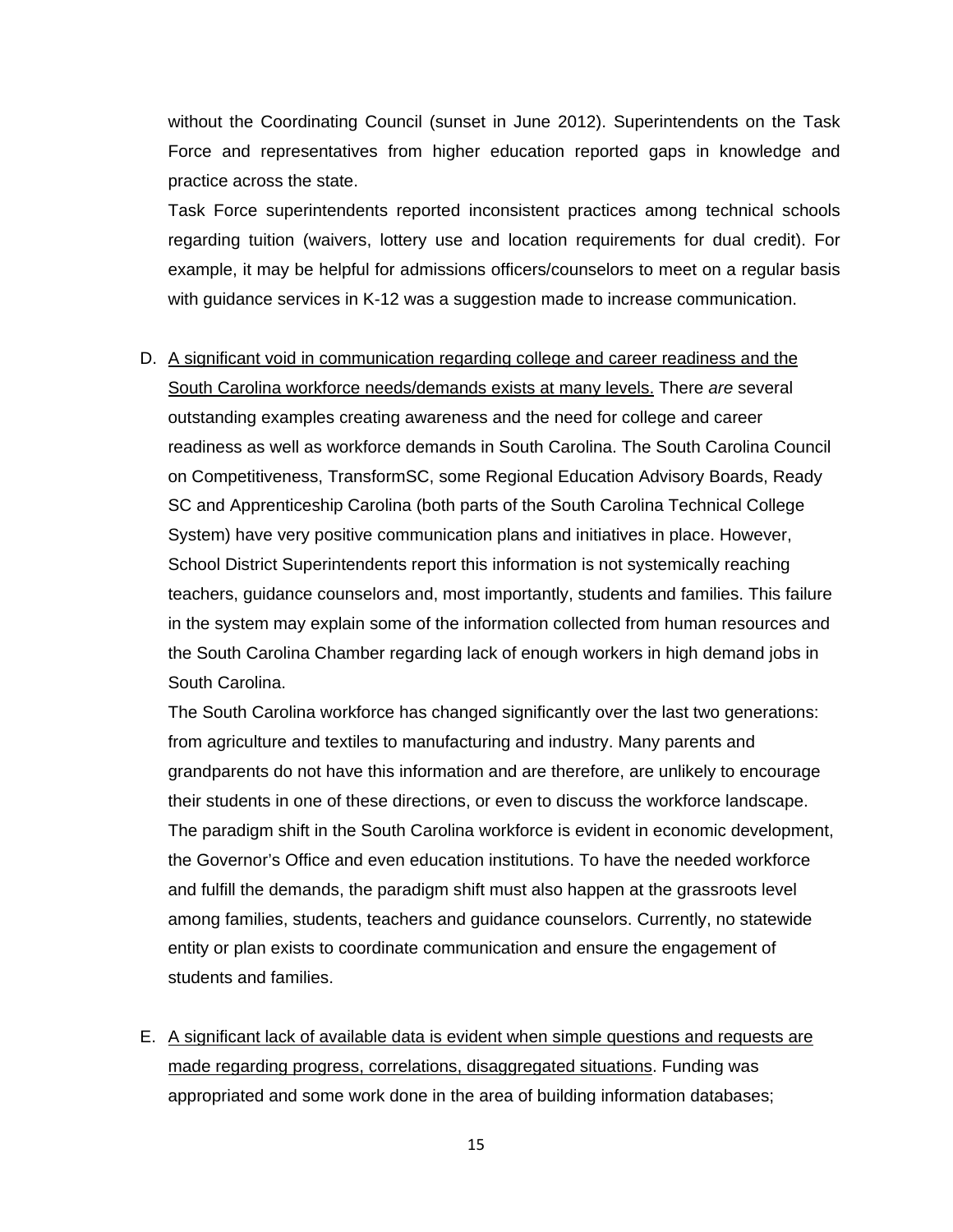without the Coordinating Council (sunset in June 2012). Superintendents on the Task Force and representatives from higher education reported gaps in knowledge and practice across the state.

Task Force superintendents reported inconsistent practices among technical schools regarding tuition (waivers, lottery use and location requirements for dual credit). For example, it may be helpful for admissions officers/counselors to meet on a regular basis with guidance services in K-12 was a suggestion made to increase communication.

D. <u>A significant void in communication regarding college and career readiness and the South Carolina workforce needs/demands exists at many levels.</u> There *are* several outstanding examples creating awareness and the need for college and career readiness as well as workforce demands in South Carolina. The South Carolina Council on Competitiveness, TransformSC, some Regional Education Advisory Boards, Ready SC and Apprenticeship Carolina (both parts of the South Carolina Technical College System) have very positive communication plans and initiatives in place. However, School District Superintendents report this information is not systemically reaching teachers, guidance counselors and, most importantly, students and families. This failure in the system may explain some of the information collected from human resources and the South Carolina Chamber regarding lack of enough workers in high demand jobs in South Carolina.

   The South Carolina workforce has changed significantly over the last two generations: from agriculture and textiles to manufacturing and industry. Many parents and grandparents do not have this information and are therefore, are unlikely to encourage their students in one of these directions, or even to discuss the workforce landscape. The paradigm shift in the South Carolina workforce is evident in economic development, the Governor's Office and even education institutions. To have the needed workforce and fulfill the demands, the paradigm shift must also happen at the grassroots level among families, students, teachers and guidance counselors. Currently, no statewide entity or plan exists to coordinate communication and ensure the engagement of students and families.

E. <u>A significant lack of available data is evident when simple questions and requests are made regarding progress, correlations, disaggregated situations</u>. Funding was appropriated and some work done in the area of building information databases;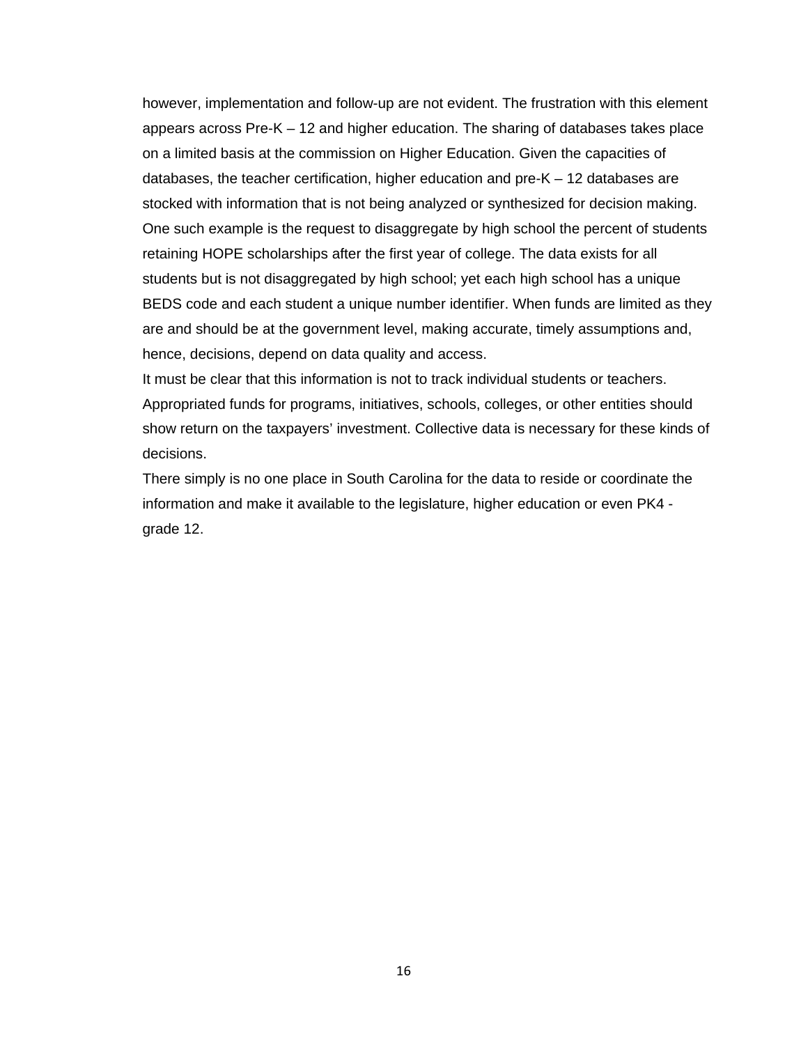however, implementation and follow-up are not evident. The frustration with this element appears across Pre-K – 12 and higher education. The sharing of databases takes place on a limited basis at the commission on Higher Education. Given the capacities of databases, the teacher certification, higher education and pre-K – 12 databases are stocked with information that is not being analyzed or synthesized for decision making. One such example is the request to disaggregate by high school the percent of students retaining HOPE scholarships after the first year of college. The data exists for all students but is not disaggregated by high school; yet each high school has a unique BEDS code and each student a unique number identifier. When funds are limited as they are and should be at the government level, making accurate, timely assumptions and, hence, decisions, depend on data quality and access.

It must be clear that this information is not to track individual students or teachers. Appropriated funds for programs, initiatives, schools, colleges, or other entities should show return on the taxpayers' investment. Collective data is necessary for these kinds of decisions.

There simply is no one place in South Carolina for the data to reside or coordinate the information and make it available to the legislature, higher education or even PK4 - grade 12.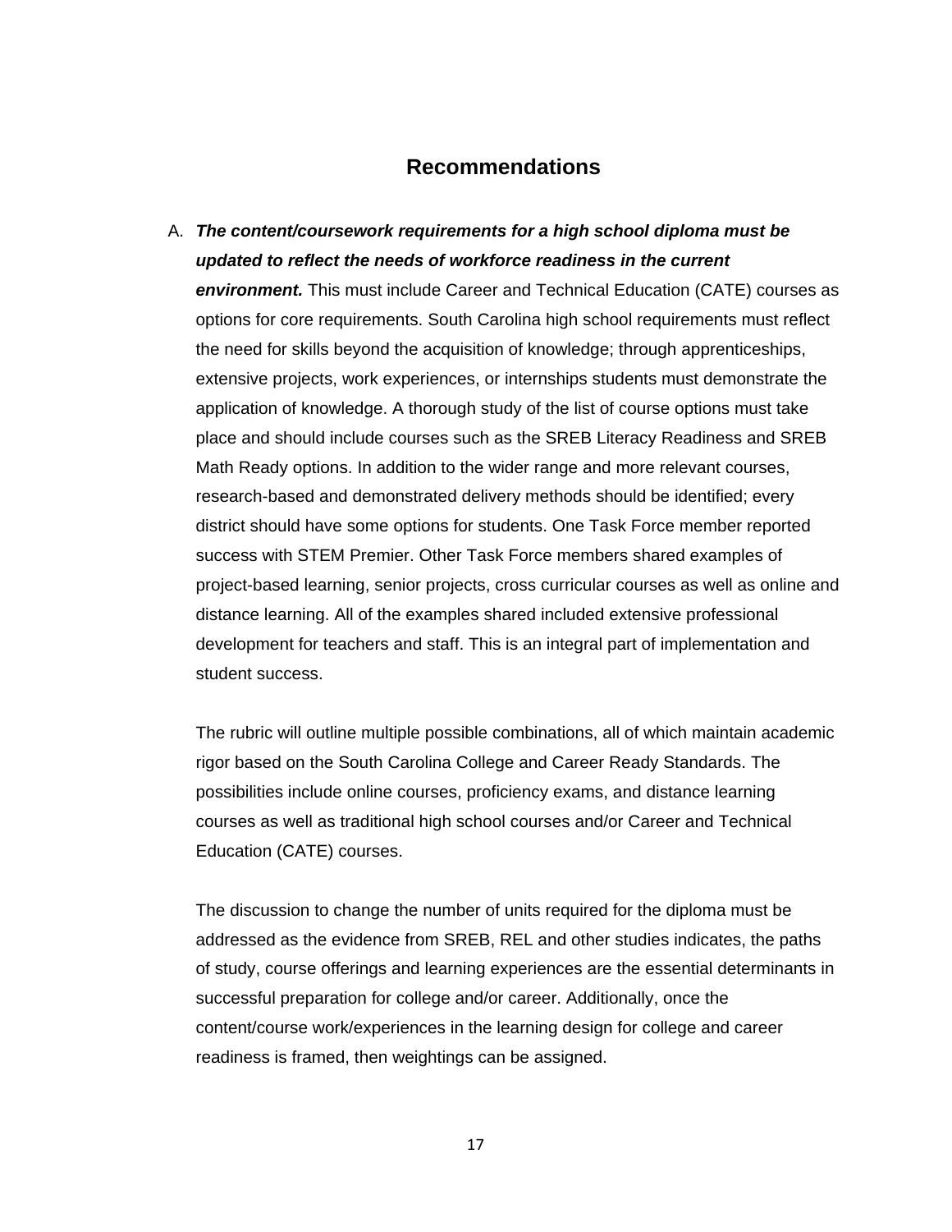## Recommendations

A. ***The content/coursework requirements for a high school diploma must be updated to reflect the needs of workforce readiness in the current environment.*** This must include Career and Technical Education (CATE) courses as options for core requirements. South Carolina high school requirements must reflect the need for skills beyond the acquisition of knowledge; through apprenticeships, extensive projects, work experiences, or internships students must demonstrate the application of knowledge. A thorough study of the list of course options must take place and should include courses such as the SREB Literacy Readiness and SREB Math Ready options. In addition to the wider range and more relevant courses, research-based and demonstrated delivery methods should be identified; every district should have some options for students. One Task Force member reported success with STEM Premier. Other Task Force members shared examples of project-based learning, senior projects, cross curricular courses as well as online and distance learning. All of the examples shared included extensive professional development for teachers and staff. This is an integral part of implementation and student success.

   The rubric will outline multiple possible combinations, all of which maintain academic rigor based on the South Carolina College and Career Ready Standards. The possibilities include online courses, proficiency exams, and distance learning courses as well as traditional high school courses and/or Career and Technical Education (CATE) courses.

   The discussion to change the number of units required for the diploma must be addressed as the evidence from SREB, REL and other studies indicates, the paths of study, course offerings and learning experiences are the essential determinants in successful preparation for college and/or career. Additionally, once the content/course work/experiences in the learning design for college and career readiness is framed, then weightings can be assigned.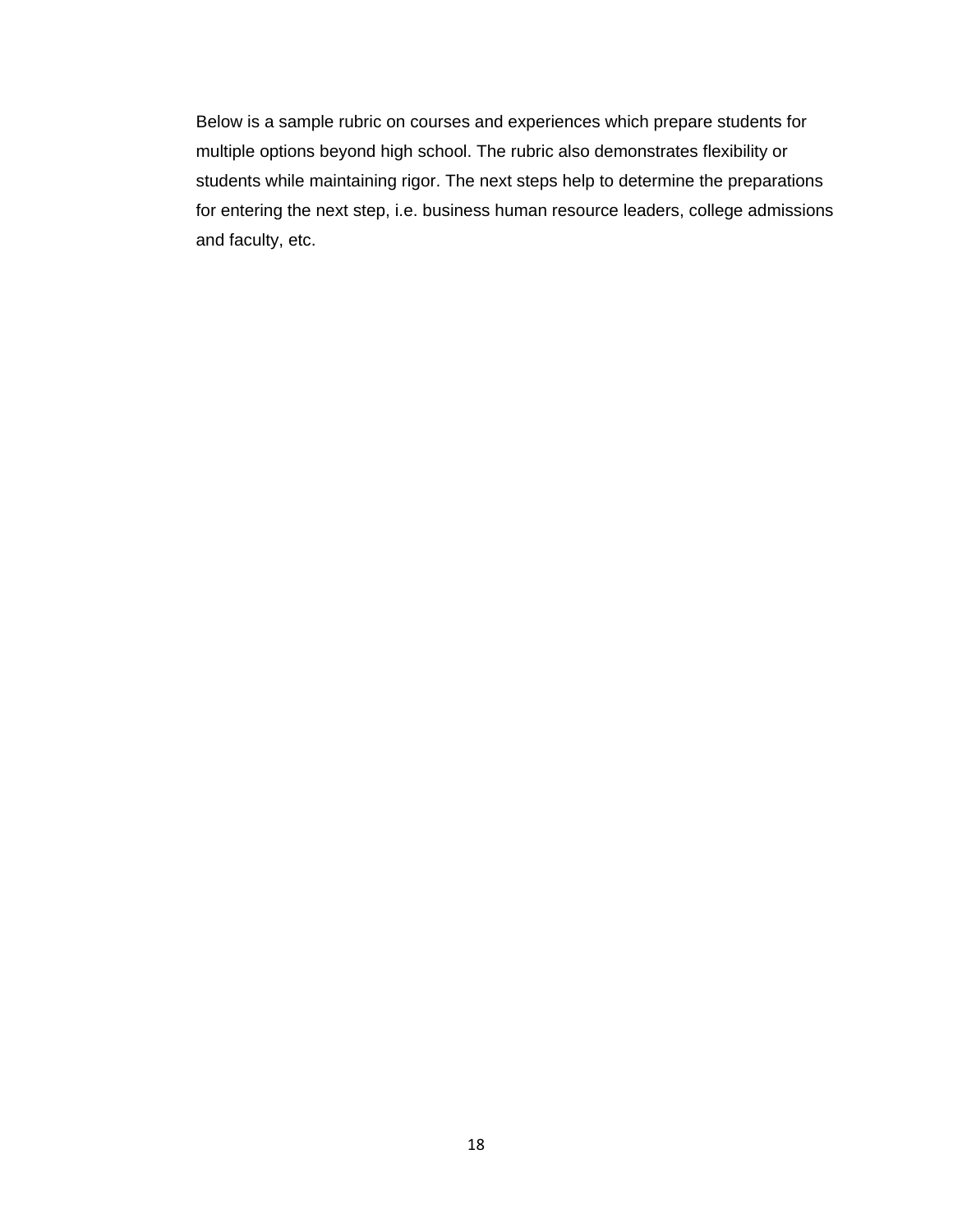Below is a sample rubric on courses and experiences which prepare students for multiple options beyond high school. The rubric also demonstrates flexibility or students while maintaining rigor. The next steps help to determine the preparations for entering the next step, i.e. business human resource leaders, college admissions and faculty, etc.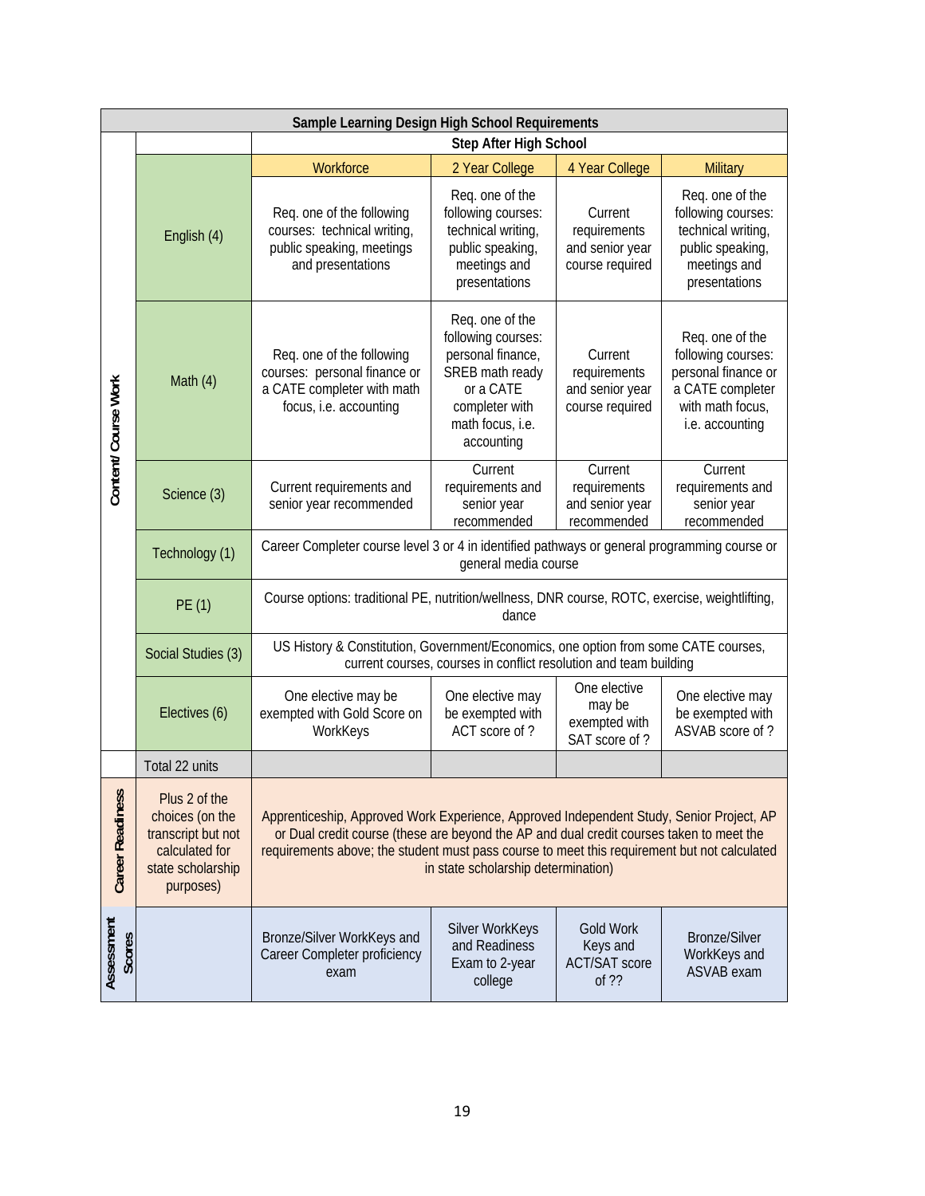| Sample Learning Design High School Requirements | | | | | | |
|---|---|---|---|---|---|---|
| | | Step After High School | | | | |
| | | Workforce | 2 Year College | 4 Year College | Military | |
| Content/ Course Work | English (4) | Req. one of the following courses: technical writing, public speaking, meetings and presentations | Req. one of the following courses: technical writing, public speaking, meetings and presentations | Current requirements and senior year course required | Req. one of the following courses: technical writing, public speaking, meetings and presentations |
| | Math (4) | Req. one of the following courses: personal finance or a CATE completer with math focus, i.e. accounting | Req. one of the following courses: personal finance, SREB math ready or a CATE completer with math focus, i.e. accounting | Current requirements and senior year course required | Req. one of the following courses: personal finance or a CATE completer with math focus, i.e. accounting |
| | Science (3) | Current requirements and senior year recommended | Current requirements and senior year recommended | Current requirements and senior year recommended | Current requirements and senior year recommended |
| | Technology (1) | Career Completer course level 3 or 4 in identified pathways or general programming course or general media course | | | |
| | PE (1) | Course options: traditional PE, nutrition/wellness, DNR course, ROTC, exercise, weightlifting, dance | | | |
| | Social Studies (3) | US History & Constitution, Government/Economics, one option from some CATE courses, current courses, courses in conflict resolution and team building | | | |
| | Electives (6) | One elective may be exempted with Gold Score on WorkKeys | One elective may be exempted with ACT score of ? | One elective may be exempted with SAT score of ? | One elective may be exempted with ASVAB score of ? |
| | Total 22 units | | | | |
| Career Readiness | Plus 2 of the choices (on the transcript but not calculated for state scholarship purposes) | Apprenticeship, Approved Work Experience, Approved Independent Study, Senior Project, AP or Dual credit course (these are beyond the AP and dual credit courses taken to meet the requirements above; the student must pass course to meet this requirement but not calculated in state scholarship determination) | | | |
| Assessment Scores | | Bronze/Silver WorkKeys and Career Completer proficiency exam | Silver WorkKeys and Readiness Exam to 2-year college | Gold Work Keys and ACT/SAT score of ?? | Bronze/Silver WorkKeys and ASVAB exam |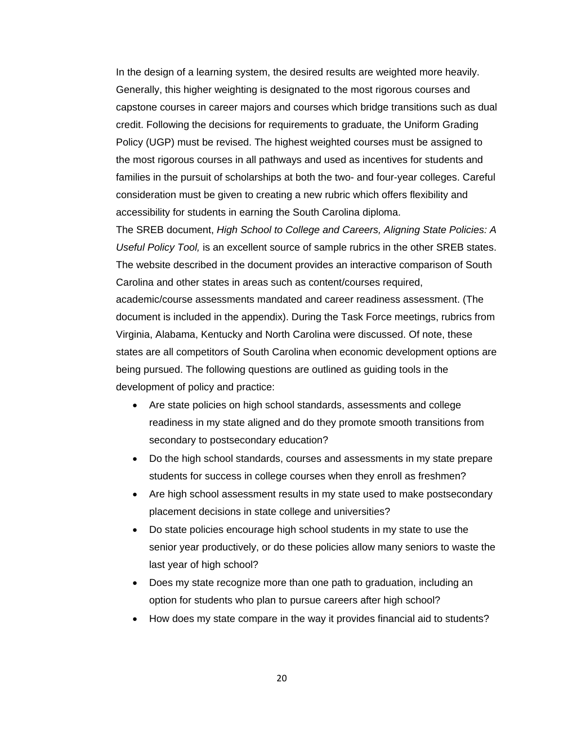In the design of a learning system, the desired results are weighted more heavily. Generally, this higher weighting is designated to the most rigorous courses and capstone courses in career majors and courses which bridge transitions such as dual credit. Following the decisions for requirements to graduate, the Uniform Grading Policy (UGP) must be revised. The highest weighted courses must be assigned to the most rigorous courses in all pathways and used as incentives for students and families in the pursuit of scholarships at both the two- and four-year colleges. Careful consideration must be given to creating a new rubric which offers flexibility and accessibility for students in earning the South Carolina diploma.

The SREB document, *High School to College and Careers, Aligning State Policies: A Useful Policy Tool,* is an excellent source of sample rubrics in the other SREB states. The website described in the document provides an interactive comparison of South Carolina and other states in areas such as content/courses required, academic/course assessments mandated and career readiness assessment. (The document is included in the appendix). During the Task Force meetings, rubrics from Virginia, Alabama, Kentucky and North Carolina were discussed. Of note, these states are all competitors of South Carolina when economic development options are being pursued. The following questions are outlined as guiding tools in the development of policy and practice:

- Are state policies on high school standards, assessments and college readiness in my state aligned and do they promote smooth transitions from secondary to postsecondary education?
- Do the high school standards, courses and assessments in my state prepare students for success in college courses when they enroll as freshmen?
- Are high school assessment results in my state used to make postsecondary placement decisions in state college and universities?
- Do state policies encourage high school students in my state to use the senior year productively, or do these policies allow many seniors to waste the last year of high school?
- Does my state recognize more than one path to graduation, including an option for students who plan to pursue careers after high school?
- How does my state compare in the way it provides financial aid to students?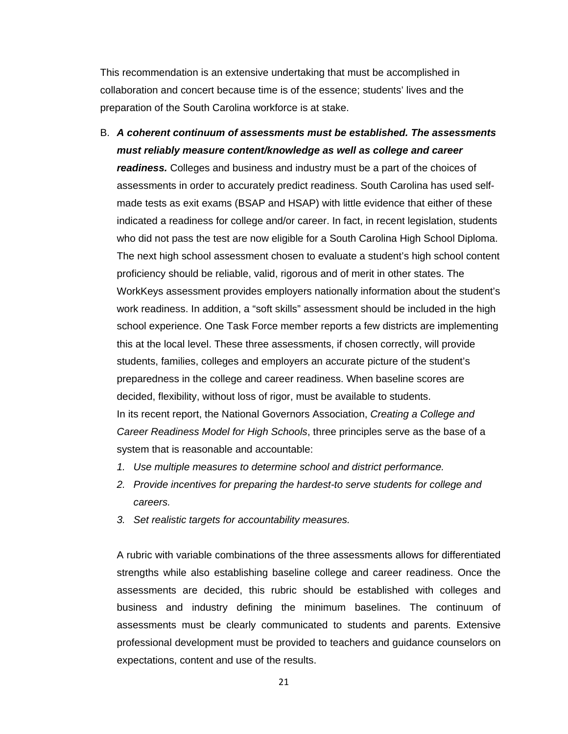This recommendation is an extensive undertaking that must be accomplished in collaboration and concert because time is of the essence; students' lives and the preparation of the South Carolina workforce is at stake.

B. ***A coherent continuum of assessments must be established. The assessments must reliably measure content/knowledge as well as college and career readiness.*** Colleges and business and industry must be a part of the choices of assessments in order to accurately predict readiness. South Carolina has used self-made tests as exit exams (BSAP and HSAP) with little evidence that either of these indicated a readiness for college and/or career. In fact, in recent legislation, students who did not pass the test are now eligible for a South Carolina High School Diploma. The next high school assessment chosen to evaluate a student's high school content proficiency should be reliable, valid, rigorous and of merit in other states. The WorkKeys assessment provides employers nationally information about the student's work readiness. In addition, a "soft skills" assessment should be included in the high school experience. One Task Force member reports a few districts are implementing this at the local level. These three assessments, if chosen correctly, will provide students, families, colleges and employers an accurate picture of the student's preparedness in the college and career readiness. When baseline scores are decided, flexibility, without loss of rigor, must be available to students.

   In its recent report, the National Governors Association, *Creating a College and Career Readiness Model for High Schools*, three principles serve as the base of a system that is reasonable and accountable:

   1. *Use multiple measures to determine school and district performance.*
   2. *Provide incentives for preparing the hardest-to serve students for college and careers.*
   3. *Set realistic targets for accountability measures.*

   A rubric with variable combinations of the three assessments allows for differentiated strengths while also establishing baseline college and career readiness. Once the assessments are decided, this rubric should be established with colleges and business and industry defining the minimum baselines. The continuum of assessments must be clearly communicated to students and parents. Extensive professional development must be provided to teachers and guidance counselors on expectations, content and use of the results.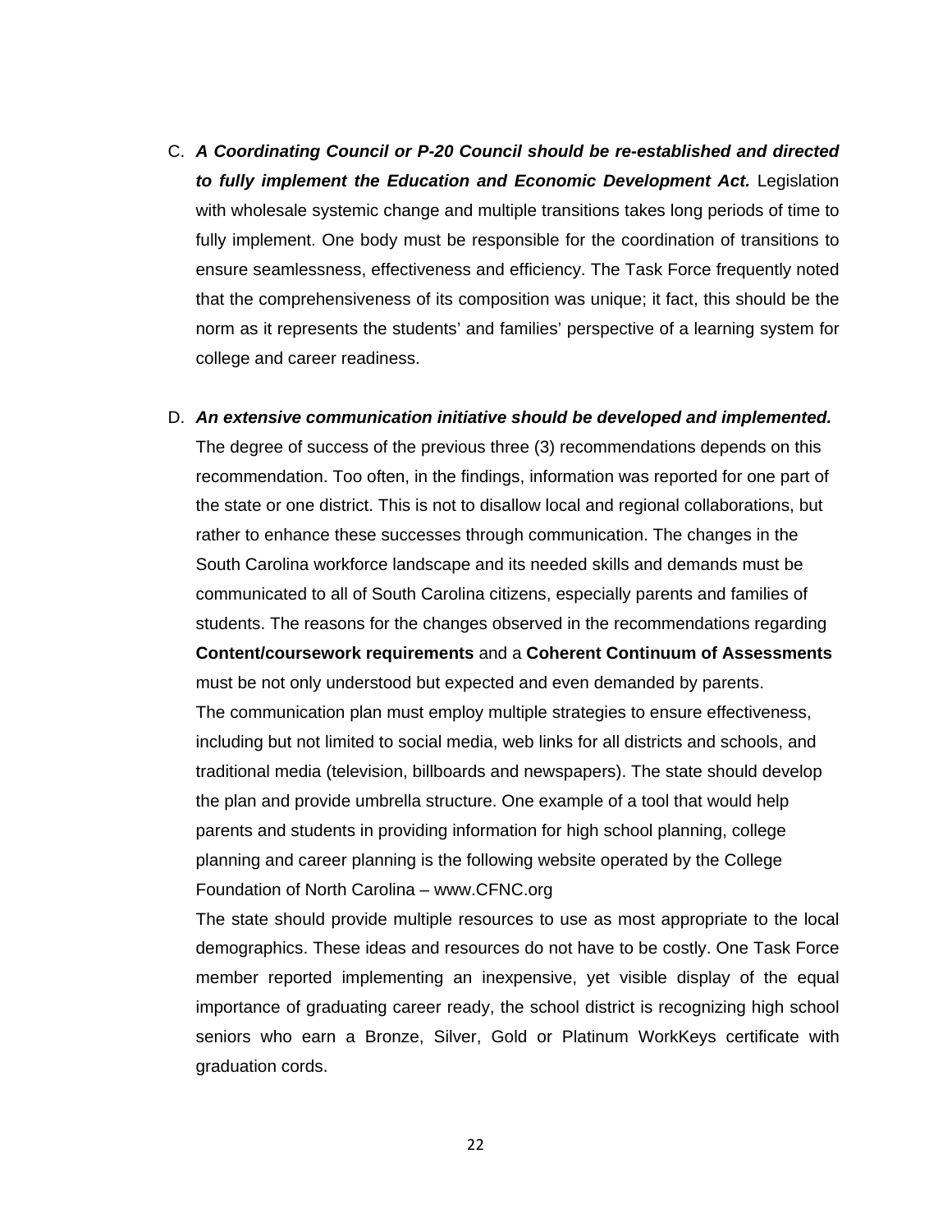C. ***A Coordinating Council or P-20 Council should be re-established and directed to fully implement the Education and Economic Development Act.*** Legislation with wholesale systemic change and multiple transitions takes long periods of time to fully implement. One body must be responsible for the coordination of transitions to ensure seamlessness, effectiveness and efficiency. The Task Force frequently noted that the comprehensiveness of its composition was unique; it fact, this should be the norm as it represents the students' and families' perspective of a learning system for college and career readiness.

D. ***An extensive communication initiative should be developed and implemented.*** The degree of success of the previous three (3) recommendations depends on this recommendation. Too often, in the findings, information was reported for one part of the state or one district. This is not to disallow local and regional collaborations, but rather to enhance these successes through communication. The changes in the South Carolina workforce landscape and its needed skills and demands must be communicated to all of South Carolina citizens, especially parents and families of students. The reasons for the changes observed in the recommendations regarding **Content/coursework requirements** and a **Coherent Continuum of Assessments** must be not only understood but expected and even demanded by parents.
The communication plan must employ multiple strategies to ensure effectiveness, including but not limited to social media, web links for all districts and schools, and traditional media (television, billboards and newspapers). The state should develop the plan and provide umbrella structure. One example of a tool that would help parents and students in providing information for high school planning, college planning and career planning is the following website operated by the College Foundation of North Carolina – www.CFNC.org
The state should provide multiple resources to use as most appropriate to the local demographics. These ideas and resources do not have to be costly. One Task Force member reported implementing an inexpensive, yet visible display of the equal importance of graduating career ready, the school district is recognizing high school seniors who earn a Bronze, Silver, Gold or Platinum WorkKeys certificate with graduation cords.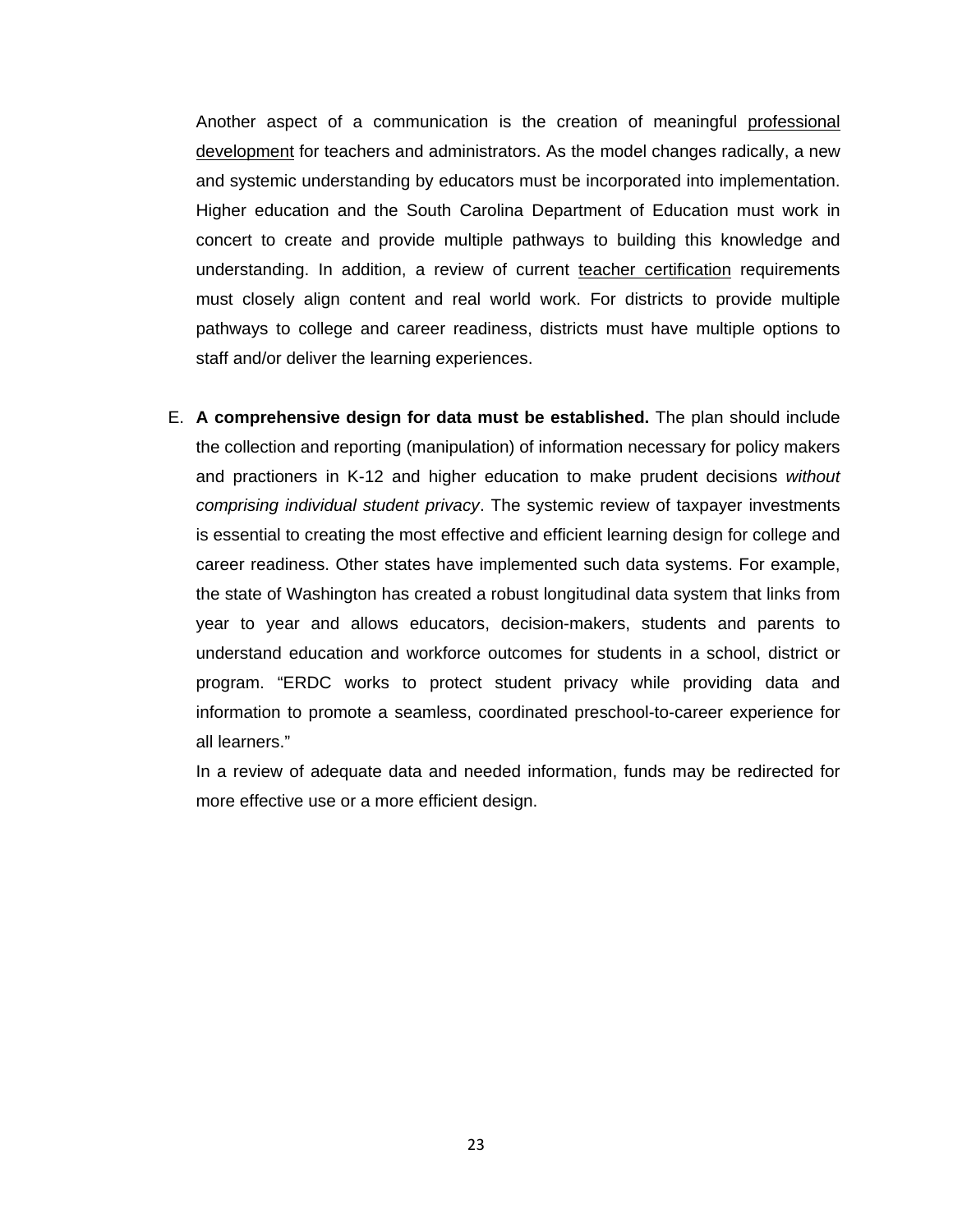Another aspect of a communication is the creation of meaningful <u>professional development</u> for teachers and administrators. As the model changes radically, a new and systemic understanding by educators must be incorporated into implementation. Higher education and the South Carolina Department of Education must work in concert to create and provide multiple pathways to building this knowledge and understanding. In addition, a review of current <u>teacher certification</u> requirements must closely align content and real world work. For districts to provide multiple pathways to college and career readiness, districts must have multiple options to staff and/or deliver the learning experiences.

E. **A comprehensive design for data must be established.** The plan should include the collection and reporting (manipulation) of information necessary for policy makers and practioners in K-12 and higher education to make prudent decisions *without comprising individual student privacy*. The systemic review of taxpayer investments is essential to creating the most effective and efficient learning design for college and career readiness. Other states have implemented such data systems. For example, the state of Washington has created a robust longitudinal data system that links from year to year and allows educators, decision-makers, students and parents to understand education and workforce outcomes for students in a school, district or program. "ERDC works to protect student privacy while providing data and information to promote a seamless, coordinated preschool-to-career experience for all learners."

   In a review of adequate data and needed information, funds may be redirected for more effective use or a more efficient design.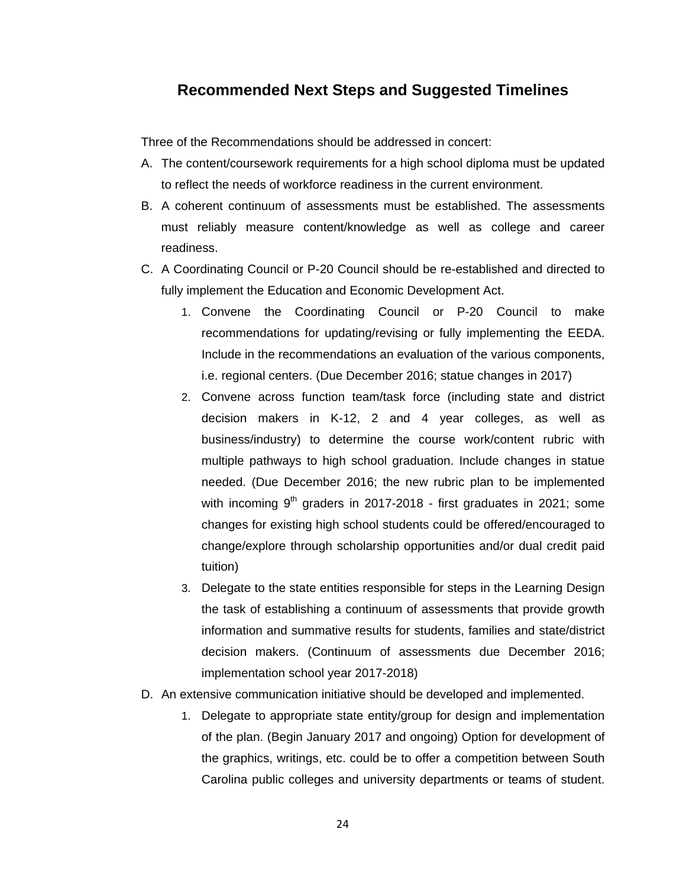## Recommended Next Steps and Suggested Timelines

Three of the Recommendations should be addressed in concert:

A. The content/coursework requirements for a high school diploma must be updated to reflect the needs of workforce readiness in the current environment.

B. A coherent continuum of assessments must be established. The assessments must reliably measure content/knowledge as well as college and career readiness.

C. A Coordinating Council or P-20 Council should be re-established and directed to fully implement the Education and Economic Development Act.

   1. Convene the Coordinating Council or P-20 Council to make recommendations for updating/revising or fully implementing the EEDA. Include in the recommendations an evaluation of the various components, i.e. regional centers. (Due December 2016; statue changes in 2017)
   2. Convene across function team/task force (including state and district decision makers in K-12, 2 and 4 year colleges, as well as business/industry) to determine the course work/content rubric with multiple pathways to high school graduation. Include changes in statue needed. (Due December 2016; the new rubric plan to be implemented with incoming 9th graders in 2017-2018 - first graduates in 2021; some changes for existing high school students could be offered/encouraged to change/explore through scholarship opportunities and/or dual credit paid tuition)
   3. Delegate to the state entities responsible for steps in the Learning Design the task of establishing a continuum of assessments that provide growth information and summative results for students, families and state/district decision makers. (Continuum of assessments due December 2016; implementation school year 2017-2018)

D. An extensive communication initiative should be developed and implemented.

   1. Delegate to appropriate state entity/group for design and implementation of the plan. (Begin January 2017 and ongoing) Option for development of the graphics, writings, etc. could be to offer a competition between South Carolina public colleges and university departments or teams of student.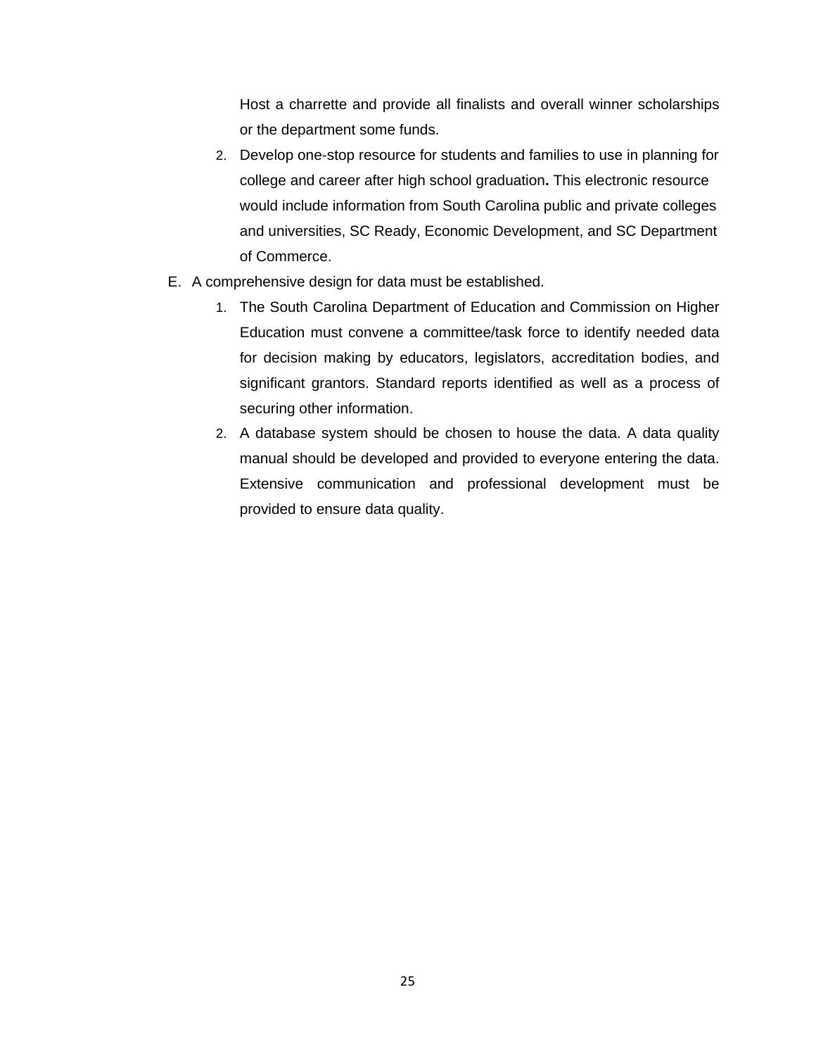Host a charrette and provide all finalists and overall winner scholarships or the department some funds.

2. Develop one-stop resource for students and families to use in planning for college and career after high school graduation**.** This electronic resource would include information from South Carolina public and private colleges and universities, SC Ready, Economic Development, and SC Department of Commerce.

E. A comprehensive design for data must be established.

1. The South Carolina Department of Education and Commission on Higher Education must convene a committee/task force to identify needed data for decision making by educators, legislators, accreditation bodies, and significant grantors. Standard reports identified as well as a process of securing other information.
2. A database system should be chosen to house the data. A data quality manual should be developed and provided to everyone entering the data. Extensive communication and professional development must be provided to ensure data quality.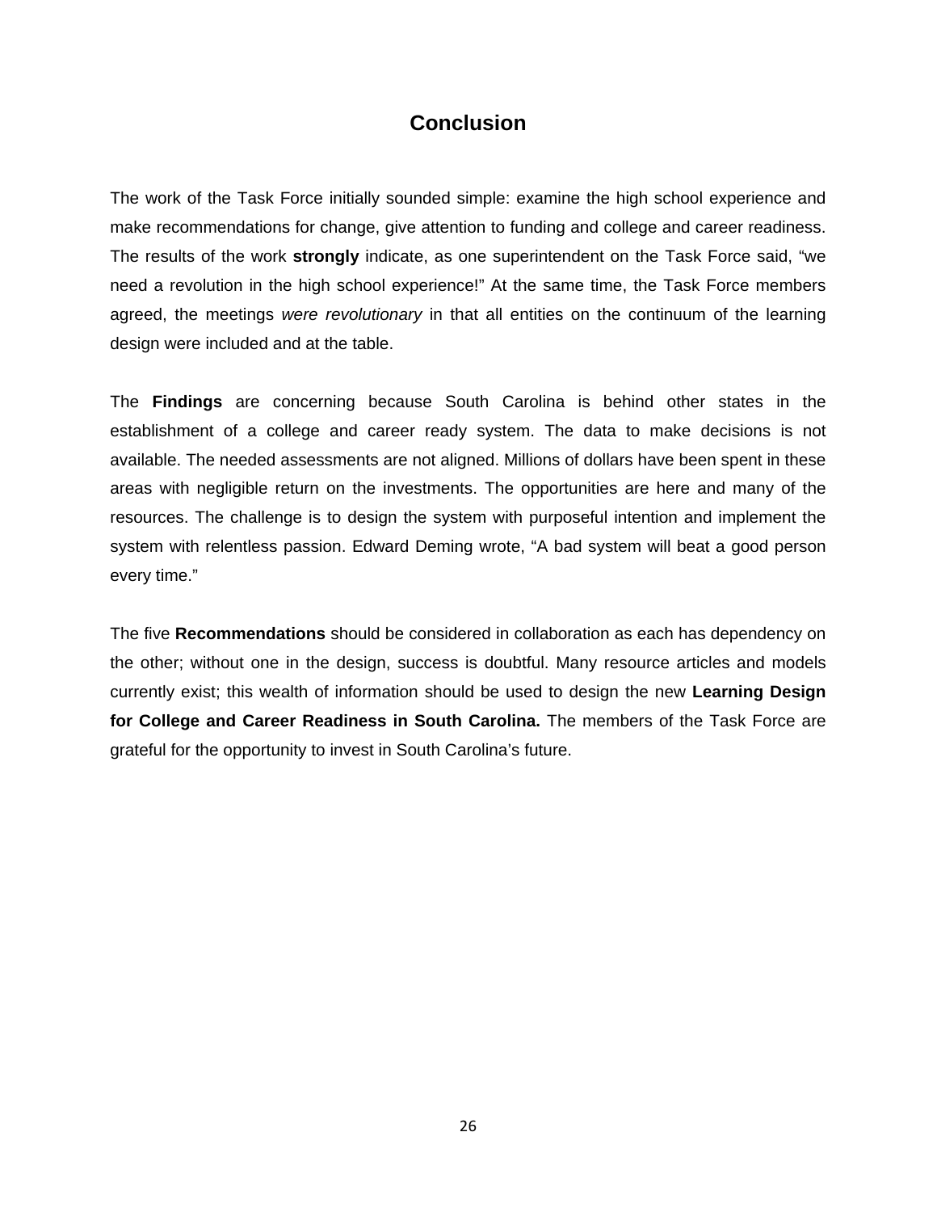# Conclusion

The work of the Task Force initially sounded simple: examine the high school experience and make recommendations for change, give attention to funding and college and career readiness. The results of the work **strongly** indicate, as one superintendent on the Task Force said, “we need a revolution in the high school experience!” At the same time, the Task Force members agreed, the meetings *were revolutionary* in that all entities on the continuum of the learning design were included and at the table.

The **Findings** are concerning because South Carolina is behind other states in the establishment of a college and career ready system. The data to make decisions is not available. The needed assessments are not aligned. Millions of dollars have been spent in these areas with negligible return on the investments. The opportunities are here and many of the resources. The challenge is to design the system with purposeful intention and implement the system with relentless passion. Edward Deming wrote, “A bad system will beat a good person every time.”

The five **Recommendations** should be considered in collaboration as each has dependency on the other; without one in the design, success is doubtful. Many resource articles and models currently exist; this wealth of information should be used to design the new **Learning Design for College and Career Readiness in South Carolina.** The members of the Task Force are grateful for the opportunity to invest in South Carolina’s future.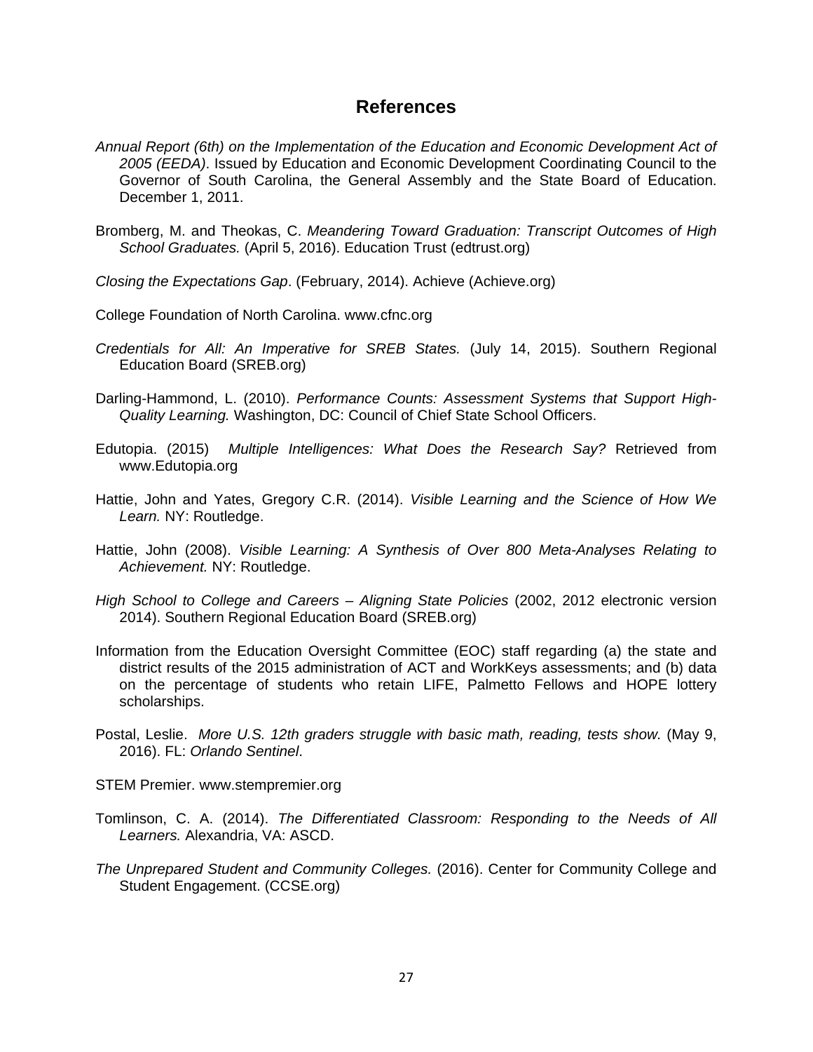# References

*Annual Report (6th) on the Implementation of the Education and Economic Development Act of 2005 (EEDA)*. Issued by Education and Economic Development Coordinating Council to the Governor of South Carolina, the General Assembly and the State Board of Education. December 1, 2011.

Bromberg, M. and Theokas, C. *Meandering Toward Graduation: Transcript Outcomes of High School Graduates.* (April 5, 2016). Education Trust (edtrust.org)

*Closing the Expectations Gap*. (February, 2014). Achieve (Achieve.org)

College Foundation of North Carolina. www.cfnc.org

*Credentials for All: An Imperative for SREB States.* (July 14, 2015). Southern Regional Education Board (SREB.org)

Darling-Hammond, L. (2010). *Performance Counts: Assessment Systems that Support High-Quality Learning.* Washington, DC: Council of Chief State School Officers.

Edutopia. (2015) *Multiple Intelligences: What Does the Research Say?* Retrieved from www.Edutopia.org

Hattie, John and Yates, Gregory C.R. (2014). *Visible Learning and the Science of How We Learn.* NY: Routledge.

Hattie, John (2008). *Visible Learning: A Synthesis of Over 800 Meta-Analyses Relating to Achievement.* NY: Routledge.

*High School to College and Careers – Aligning State Policies* (2002, 2012 electronic version 2014). Southern Regional Education Board (SREB.org)

Information from the Education Oversight Committee (EOC) staff regarding (a) the state and district results of the 2015 administration of ACT and WorkKeys assessments; and (b) data on the percentage of students who retain LIFE, Palmetto Fellows and HOPE lottery scholarships.

Postal, Leslie. *More U.S. 12th graders struggle with basic math, reading, tests show.* (May 9, 2016). FL: *Orlando Sentinel*.

STEM Premier. www.stempremier.org

Tomlinson, C. A. (2014). *The Differentiated Classroom: Responding to the Needs of All Learners.* Alexandria, VA: ASCD.

*The Unprepared Student and Community Colleges.* (2016). Center for Community College and Student Engagement. (CCSE.org)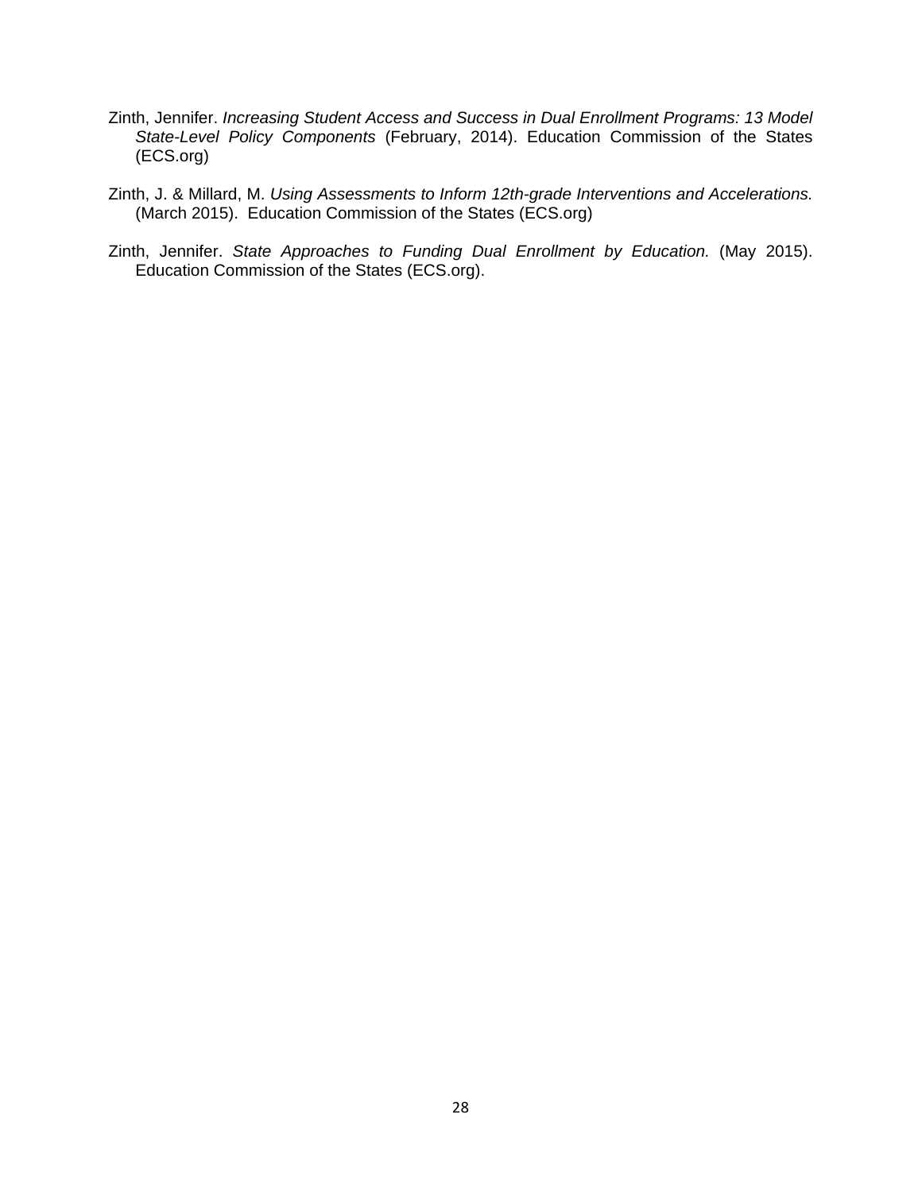Zinth, Jennifer. *Increasing Student Access and Success in Dual Enrollment Programs: 13 Model State-Level Policy Components* (February, 2014). Education Commission of the States (ECS.org)

Zinth, J. & Millard, M. *Using Assessments to Inform 12th-grade Interventions and Accelerations.* (March 2015). Education Commission of the States (ECS.org)

Zinth, Jennifer. *State Approaches to Funding Dual Enrollment by Education.* (May 2015). Education Commission of the States (ECS.org).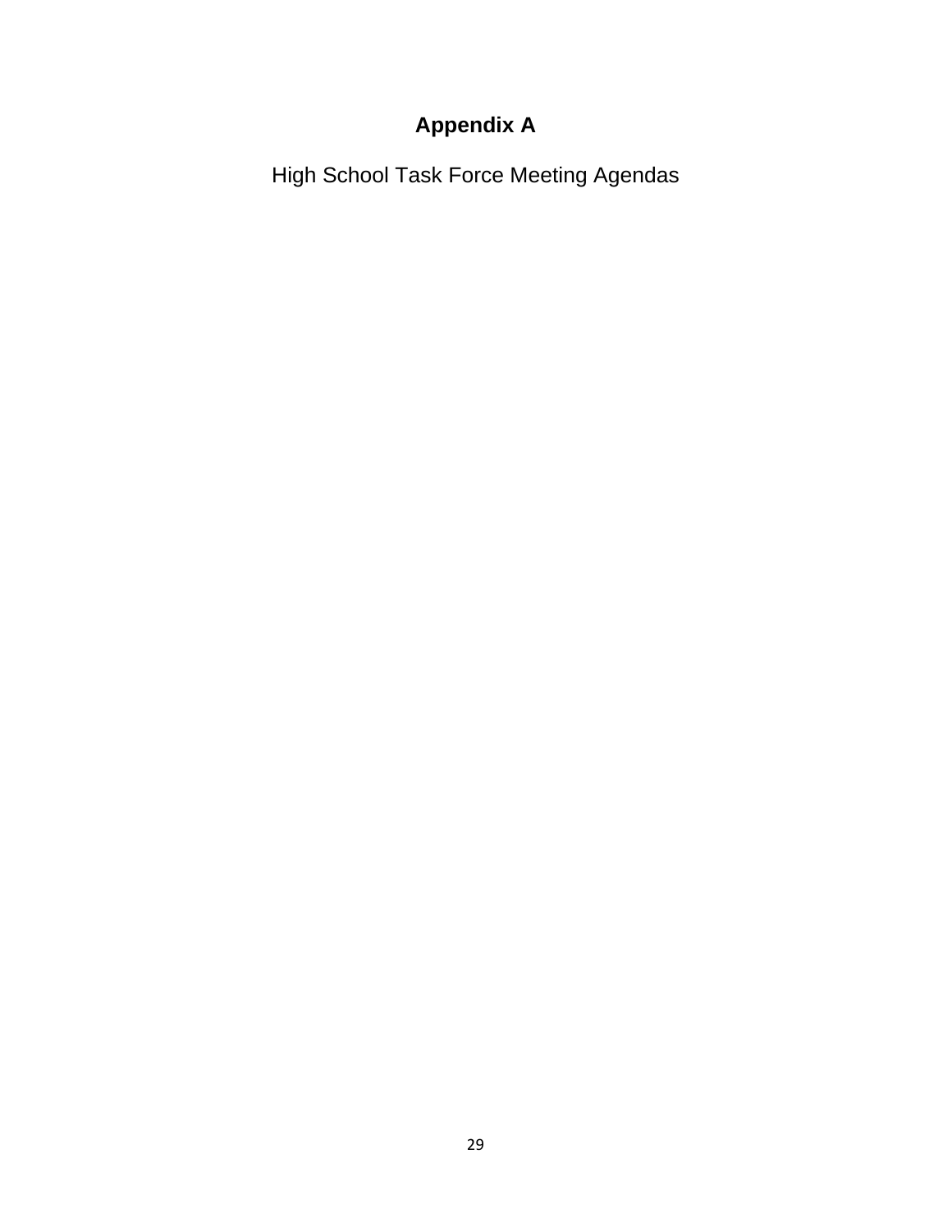# Appendix A

High School Task Force Meeting Agendas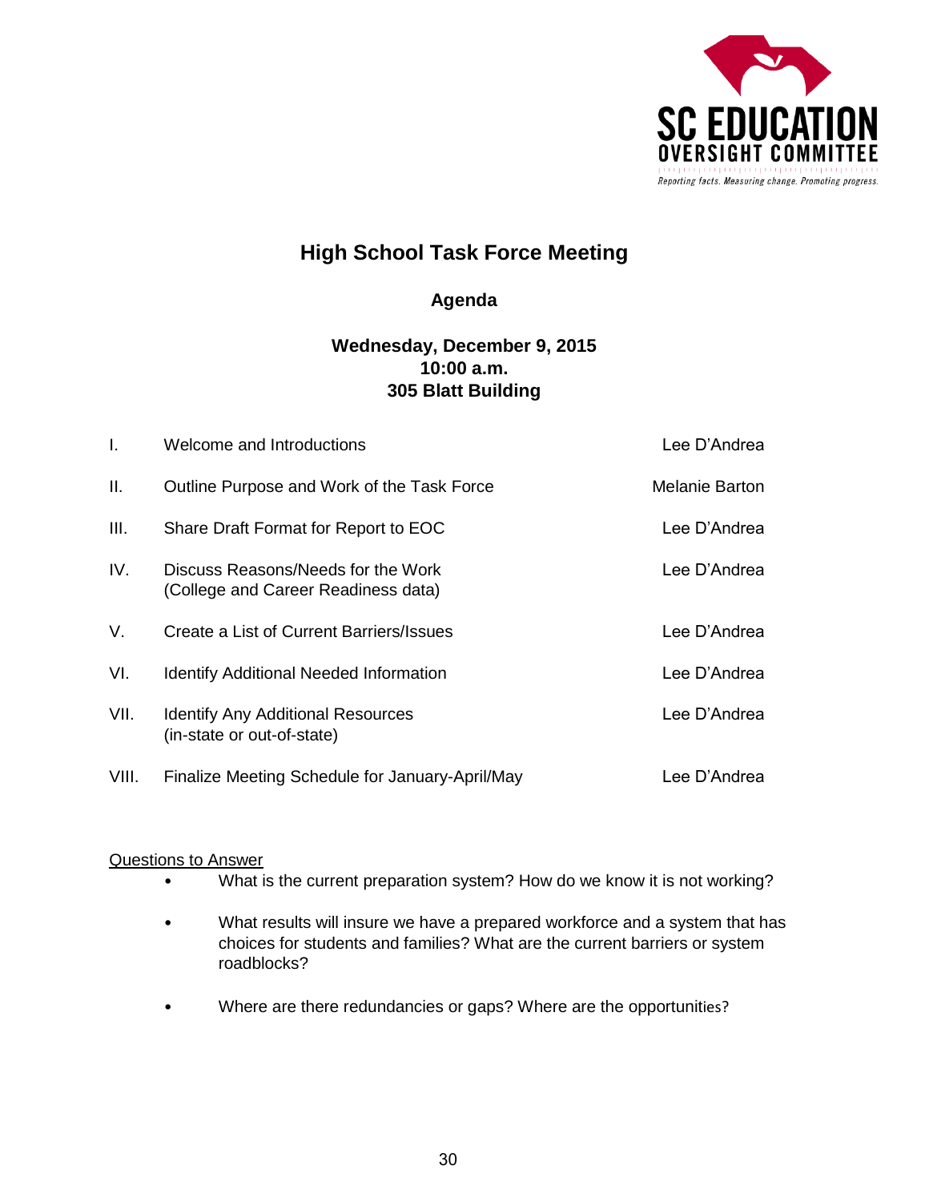SC EDUCATION OVERSIGHT COMMITTEE

*Reporting facts. Measuring change. Promoting progress.*

# High School Task Force Meeting

## Agenda

**Wednesday, December 9, 2015**
**10:00 a.m.**
**305 Blatt Building**

| | | |
|---|---|---|
| I. | Welcome and Introductions | Lee D'Andrea |
| II. | Outline Purpose and Work of the Task Force | Melanie Barton |
| III. | Share Draft Format for Report to EOC | Lee D'Andrea |
| IV. | Discuss Reasons/Needs for the Work (College and Career Readiness data) | Lee D'Andrea |
| V. | Create a List of Current Barriers/Issues | Lee D'Andrea |
| VI. | Identify Additional Needed Information | Lee D'Andrea |
| VII. | Identify Any Additional Resources (in-state or out-of-state) | Lee D'Andrea |
| VIII. | Finalize Meeting Schedule for January-April/May | Lee D'Andrea |

Questions to Answer

- What is the current preparation system? How do we know it is not working?
- What results will insure we have a prepared workforce and a system that has choices for students and families? What are the current barriers or system roadblocks?
- Where are there redundancies or gaps? Where are the opportunities?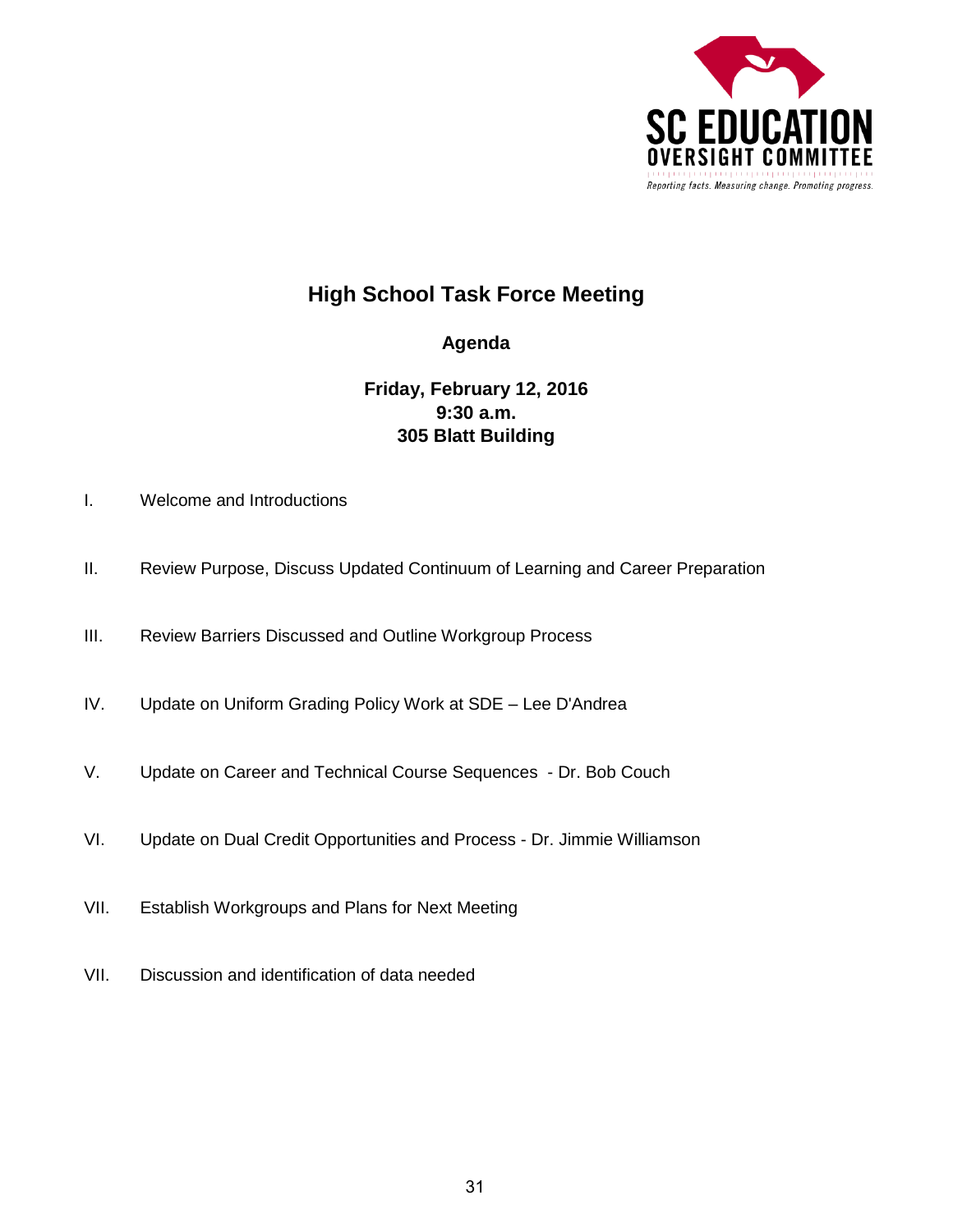SC EDUCATION OVERSIGHT COMMITTEE

*Reporting facts. Measuring change. Promoting progress.*

# High School Task Force Meeting

**Agenda**

**Friday, February 12, 2016**
**9:30 a.m.**
**305 Blatt Building**

I. Welcome and Introductions

II. Review Purpose, Discuss Updated Continuum of Learning and Career Preparation

III. Review Barriers Discussed and Outline Workgroup Process

IV. Update on Uniform Grading Policy Work at SDE – Lee D'Andrea

V. Update on Career and Technical Course Sequences - Dr. Bob Couch

VI. Update on Dual Credit Opportunities and Process - Dr. Jimmie Williamson

VII. Establish Workgroups and Plans for Next Meeting

VII. Discussion and identification of data needed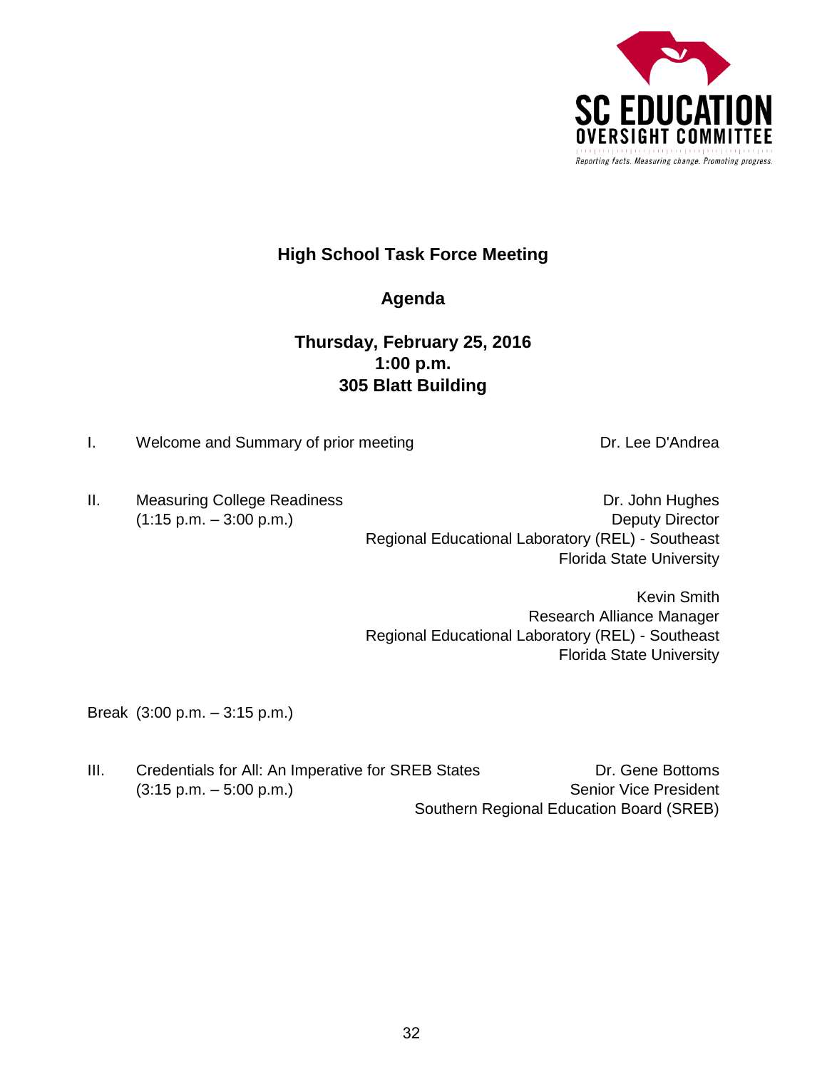SC EDUCATION OVERSIGHT COMMITTEE

*Reporting facts. Measuring change. Promoting progress.*

# High School Task Force Meeting

## Agenda

**Thursday, February 25, 2016**
**1:00 p.m.**
**305 Blatt Building**

I. Welcome and Summary of prior meeting — Dr. Lee D'Andrea

II. Measuring College Readiness (1:15 p.m. – 3:00 p.m.)

Dr. John Hughes
Deputy Director
Regional Educational Laboratory (REL) - Southeast
Florida State University

Kevin Smith
Research Alliance Manager
Regional Educational Laboratory (REL) - Southeast
Florida State University

Break (3:00 p.m. – 3:15 p.m.)

III. Credentials for All: An Imperative for SREB States (3:15 p.m. – 5:00 p.m.)

Dr. Gene Bottoms
Senior Vice President
Southern Regional Education Board (SREB)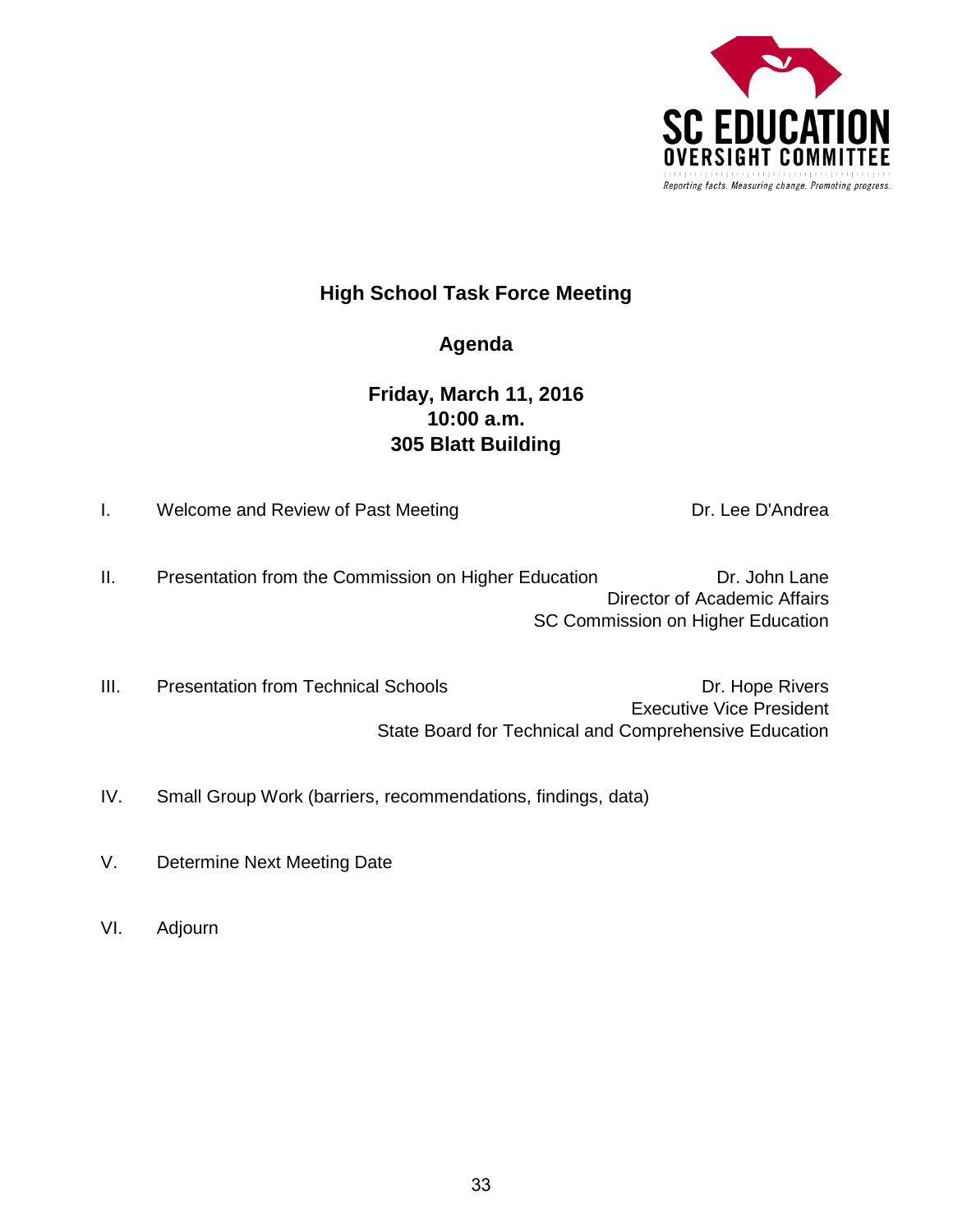SC EDUCATION OVERSIGHT COMMITTEE

*Reporting facts. Measuring change. Promoting progress.*

# High School Task Force Meeting

## Agenda

**Friday, March 11, 2016**
**10:00 a.m.**
**305 Blatt Building**

I. Welcome and Review of Past Meeting — Dr. Lee D'Andrea

II. Presentation from the Commission on Higher Education — Dr. John Lane, Director of Academic Affairs, SC Commission on Higher Education

III. Presentation from Technical Schools — Dr. Hope Rivers, Executive Vice President, State Board for Technical and Comprehensive Education

IV. Small Group Work (barriers, recommendations, findings, data)

V. Determine Next Meeting Date

VI. Adjourn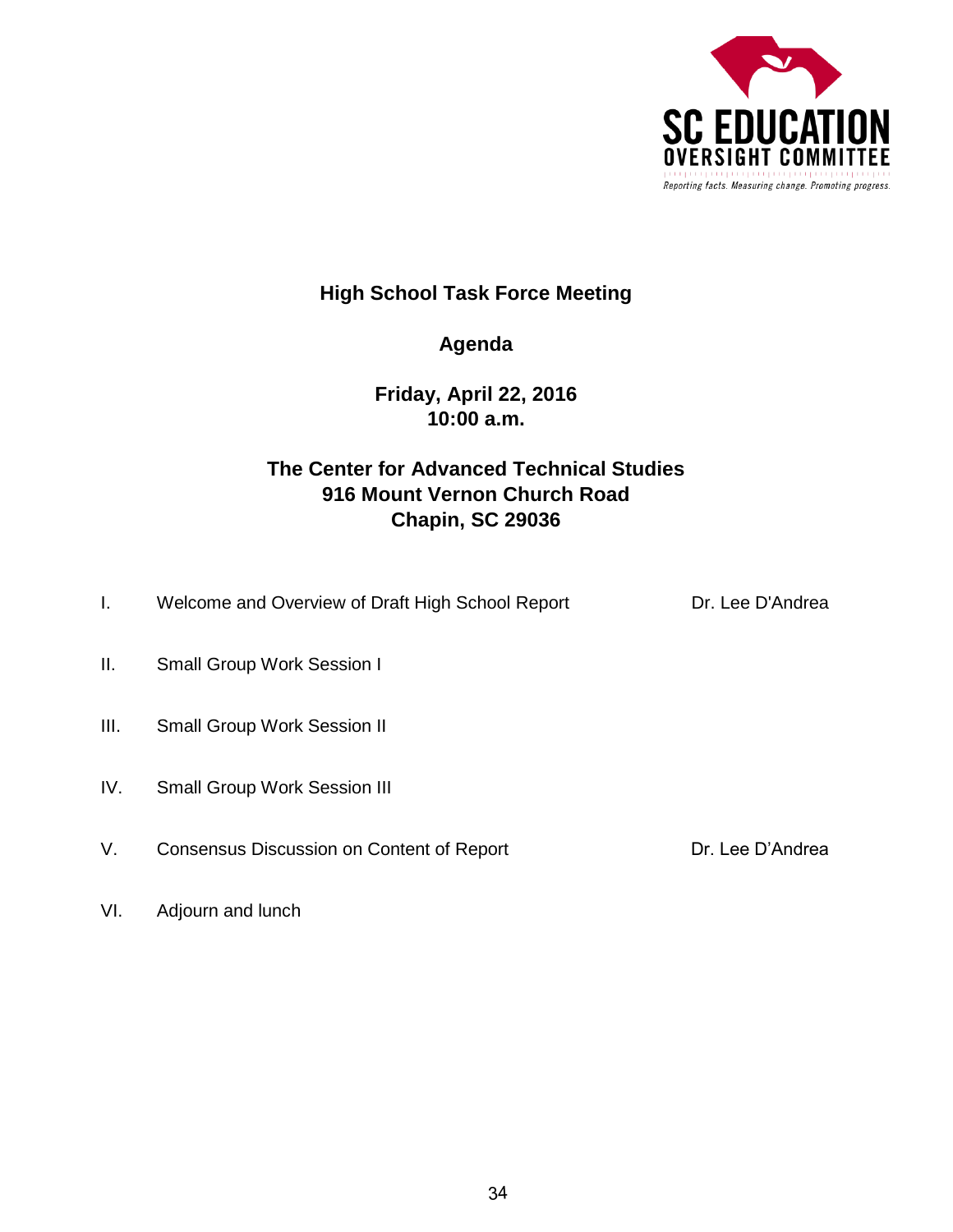# High School Task Force Meeting

## Agenda

**Friday, April 22, 2016**
**10:00 a.m.**

**The Center for Advanced Technical Studies**
**916 Mount Vernon Church Road**
**Chapin, SC 29036**

| | | |
|---|---|---|
| I. | Welcome and Overview of Draft High School Report | Dr. Lee D'Andrea |
| II. | Small Group Work Session I | |
| III. | Small Group Work Session II | |
| IV. | Small Group Work Session III | |
| V. | Consensus Discussion on Content of Report | Dr. Lee D'Andrea |
| VI. | Adjourn and lunch | |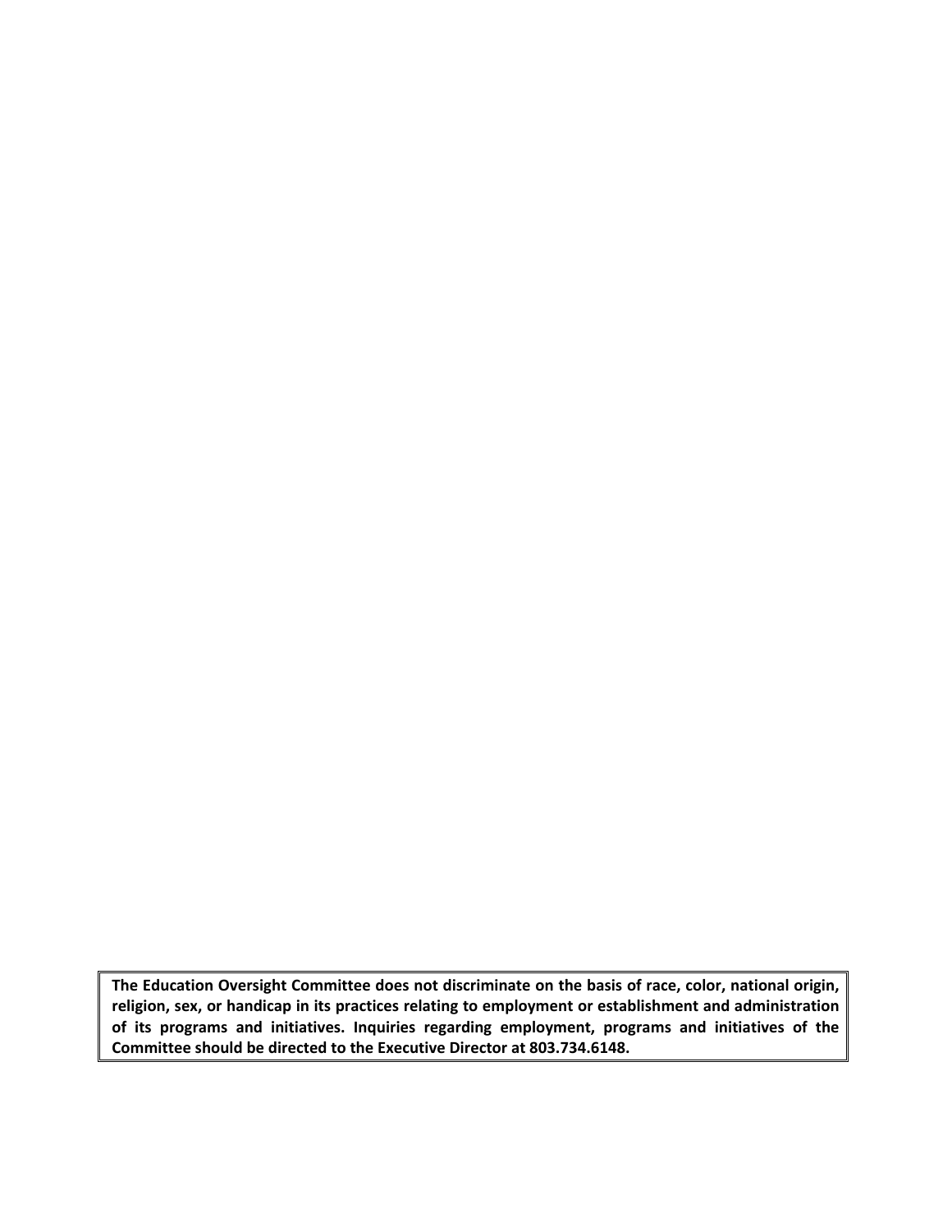**The Education Oversight Committee does not discriminate on the basis of race, color, national origin, religion, sex, or handicap in its practices relating to employment or establishment and administration of its programs and initiatives. Inquiries regarding employment, programs and initiatives of the Committee should be directed to the Executive Director at 803.734.6148.**